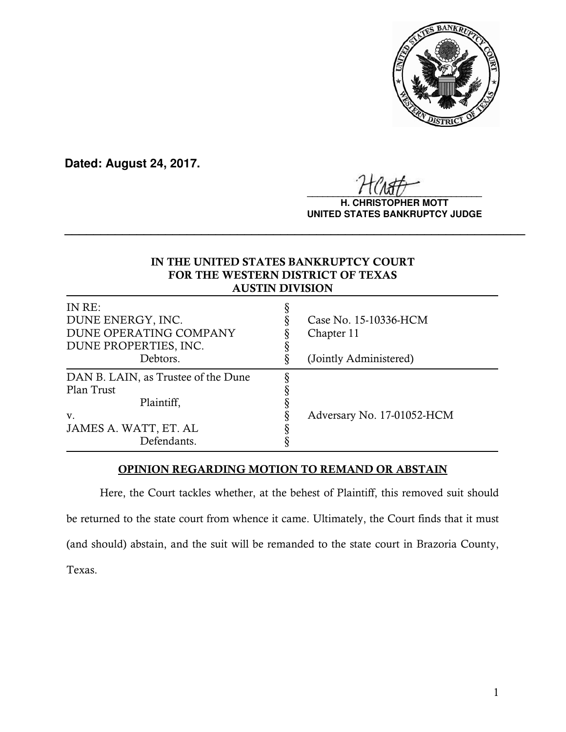**Dated: August 24, 2017.**

**H. CHRISTOPHER MOTT**
**UNITED STATES BANKRUPTCY JUDGE**

---

**IN THE UNITED STATES BANKRUPTCY COURT**
**FOR THE WESTERN DISTRICT OF TEXAS**
**AUSTIN DIVISION**

| | | |
|---|---|---|
| IN RE: | § | |
| DUNE ENERGY, INC. | § | Case No. 15-10336-HCM |
| DUNE OPERATING COMPANY | § | Chapter 11 |
| DUNE PROPERTIES, INC. | § | |
| Debtors. | § | (Jointly Administered) |
| DAN B. LAIN, as Trustee of the Dune Plan Trust | § | |
| Plaintiff, | § | |
| v. | § | Adversary No. 17-01052-HCM |
| JAMES A. WATT, ET. AL | § | |
| Defendants. | § | |

**OPINION REGARDING MOTION TO REMAND OR ABSTAIN**

Here, the Court tackles whether, at the behest of Plaintiff, this removed suit should be returned to the state court from whence it came. Ultimately, the Court finds that it must (and should) abstain, and the suit will be remanded to the state court in Brazoria County, Texas.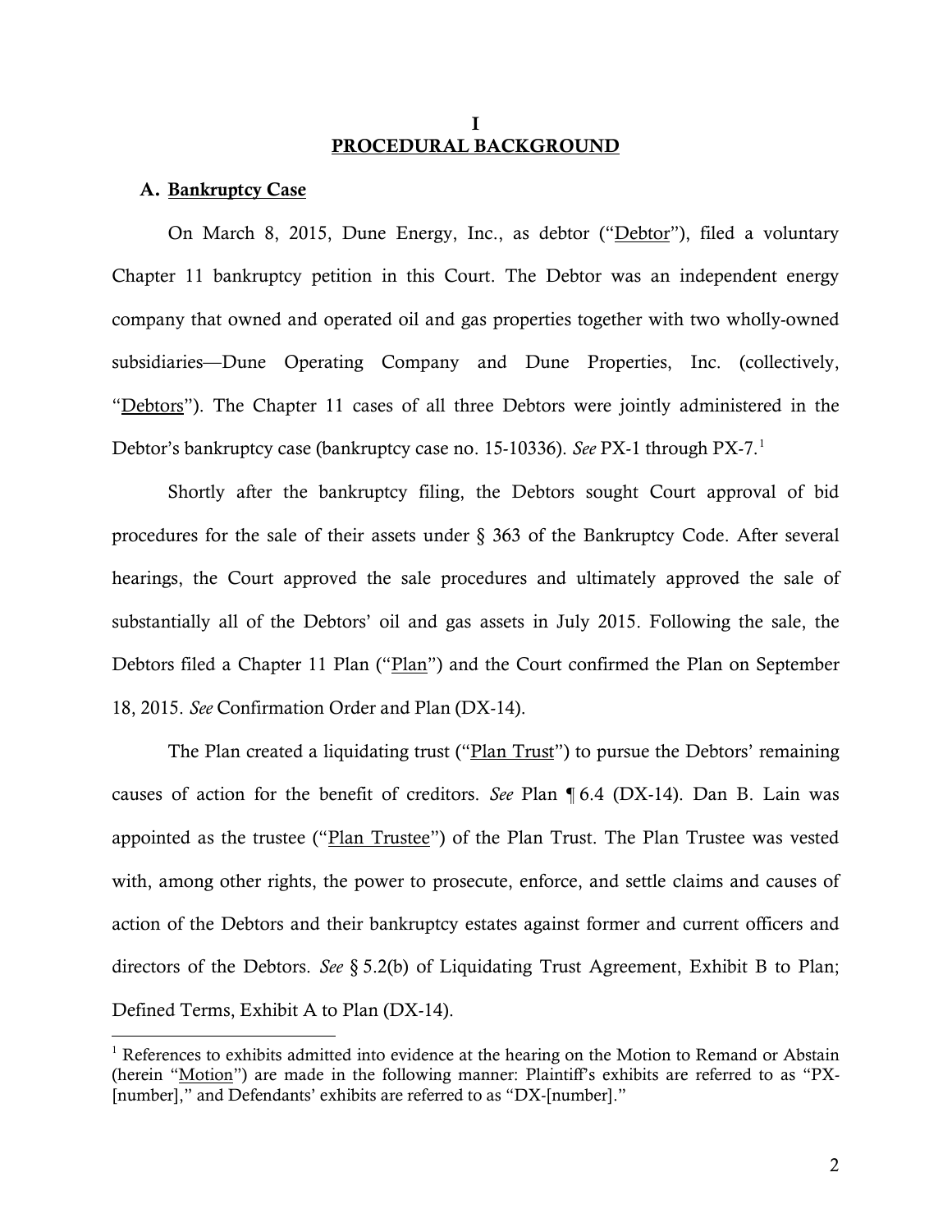# I
# PROCEDURAL BACKGROUND

## A. Bankruptcy Case

On March 8, 2015, Dune Energy, Inc., as debtor ("Debtor"), filed a voluntary Chapter 11 bankruptcy petition in this Court. The Debtor was an independent energy company that owned and operated oil and gas properties together with two wholly-owned subsidiaries—Dune Operating Company and Dune Properties, Inc. (collectively, "Debtors"). The Chapter 11 cases of all three Debtors were jointly administered in the Debtor's bankruptcy case (bankruptcy case no. 15-10336). *See* PX-1 through PX-7.[1]

Shortly after the bankruptcy filing, the Debtors sought Court approval of bid procedures for the sale of their assets under § 363 of the Bankruptcy Code. After several hearings, the Court approved the sale procedures and ultimately approved the sale of substantially all of the Debtors' oil and gas assets in July 2015. Following the sale, the Debtors filed a Chapter 11 Plan ("Plan") and the Court confirmed the Plan on September 18, 2015. *See* Confirmation Order and Plan (DX-14).

The Plan created a liquidating trust ("Plan Trust") to pursue the Debtors' remaining causes of action for the benefit of creditors. *See* Plan ¶ 6.4 (DX-14). Dan B. Lain was appointed as the trustee ("Plan Trustee") of the Plan Trust. The Plan Trustee was vested with, among other rights, the power to prosecute, enforce, and settle claims and causes of action of the Debtors and their bankruptcy estates against former and current officers and directors of the Debtors. *See* § 5.2(b) of Liquidating Trust Agreement, Exhibit B to Plan; Defined Terms, Exhibit A to Plan (DX-14).

[1] References to exhibits admitted into evidence at the hearing on the Motion to Remand or Abstain (herein "Motion") are made in the following manner: Plaintiff's exhibits are referred to as "PX-[number]," and Defendants' exhibits are referred to as "DX-[number]."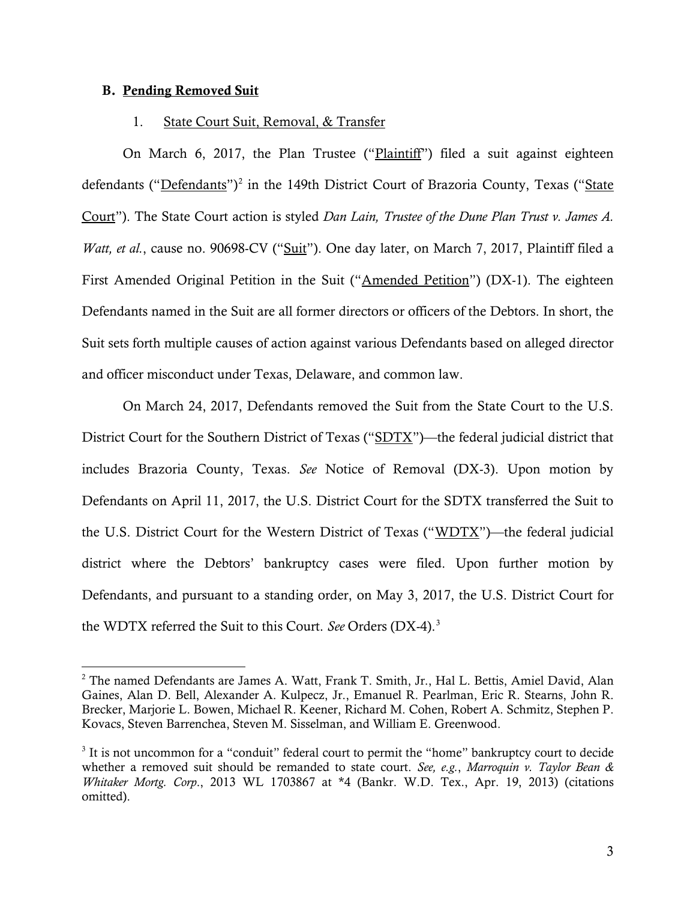### B. Pending Removed Suit

#### 1. State Court Suit, Removal, & Transfer

On March 6, 2017, the Plan Trustee ("Plaintiff") filed a suit against eighteen defendants ("Defendants")[2] in the 149th District Court of Brazoria County, Texas ("State Court"). The State Court action is styled *Dan Lain, Trustee of the Dune Plan Trust v. James A. Watt, et al.*, cause no. 90698-CV ("Suit"). One day later, on March 7, 2017, Plaintiff filed a First Amended Original Petition in the Suit ("Amended Petition") (DX-1). The eighteen Defendants named in the Suit are all former directors or officers of the Debtors. In short, the Suit sets forth multiple causes of action against various Defendants based on alleged director and officer misconduct under Texas, Delaware, and common law.

On March 24, 2017, Defendants removed the Suit from the State Court to the U.S. District Court for the Southern District of Texas ("SDTX")—the federal judicial district that includes Brazoria County, Texas. *See* Notice of Removal (DX-3). Upon motion by Defendants on April 11, 2017, the U.S. District Court for the SDTX transferred the Suit to the U.S. District Court for the Western District of Texas ("WDTX")—the federal judicial district where the Debtors' bankruptcy cases were filed. Upon further motion by Defendants, and pursuant to a standing order, on May 3, 2017, the U.S. District Court for the WDTX referred the Suit to this Court. *See* Orders (DX-4).[3]

---

[2] The named Defendants are James A. Watt, Frank T. Smith, Jr., Hal L. Bettis, Amiel David, Alan Gaines, Alan D. Bell, Alexander A. Kulpecz, Jr., Emanuel R. Pearlman, Eric R. Stearns, John R. Brecker, Marjorie L. Bowen, Michael R. Keener, Richard M. Cohen, Robert A. Schmitz, Stephen P. Kovacs, Steven Barrenchea, Steven M. Sisselman, and William E. Greenwood.

[3] It is not uncommon for a "conduit" federal court to permit the "home" bankruptcy court to decide whether a removed suit should be remanded to state court. *See, e.g.*, *Marroquin v. Taylor Bean & Whitaker Mortg. Corp.*, 2013 WL 1703867 at *4 (Bankr. W.D. Tex., Apr. 19, 2013) (citations omitted).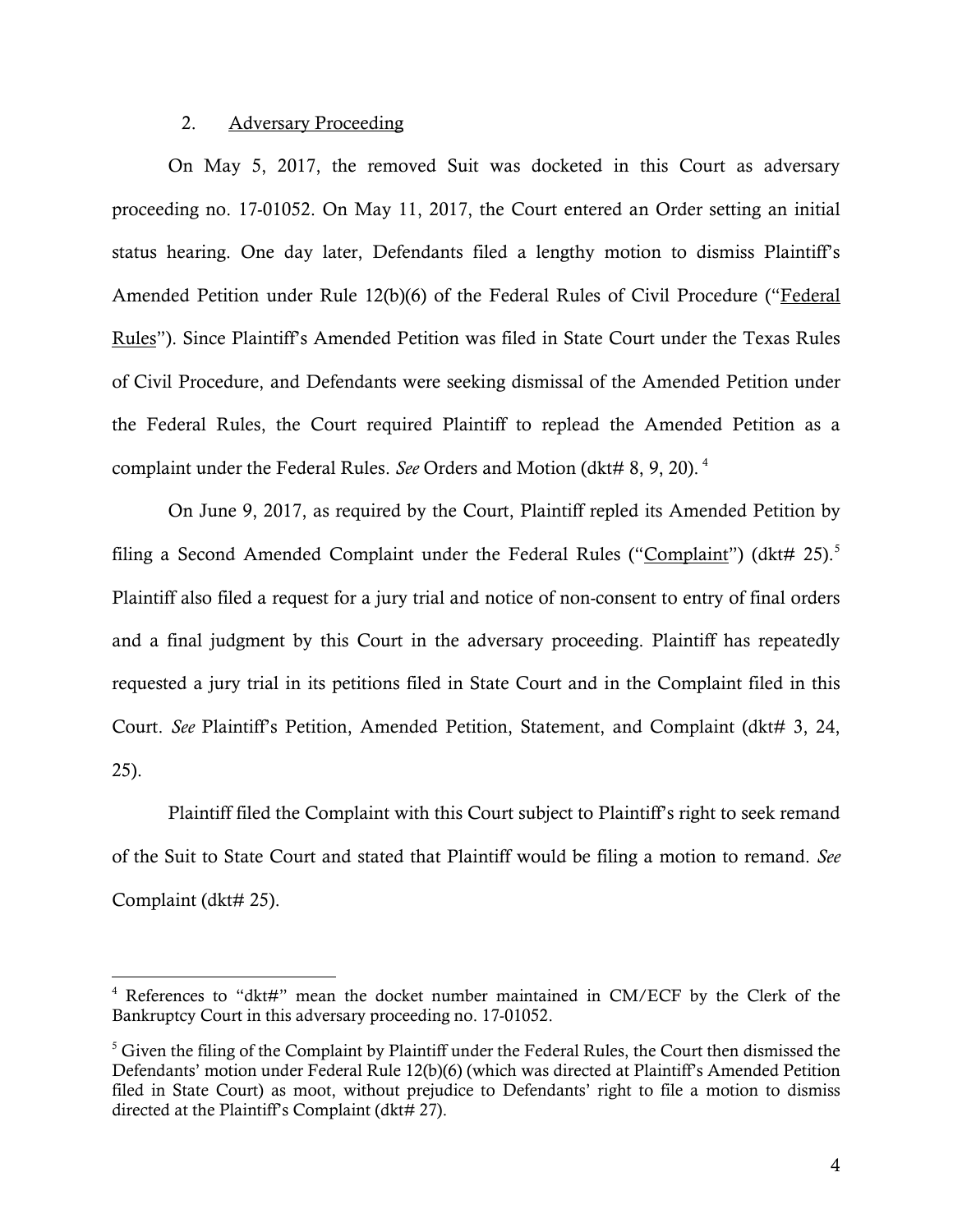2. Adversary Proceeding

On May 5, 2017, the removed Suit was docketed in this Court as adversary proceeding no. 17-01052. On May 11, 2017, the Court entered an Order setting an initial status hearing. One day later, Defendants filed a lengthy motion to dismiss Plaintiff's Amended Petition under Rule 12(b)(6) of the Federal Rules of Civil Procedure ("Federal Rules"). Since Plaintiff's Amended Petition was filed in State Court under the Texas Rules of Civil Procedure, and Defendants were seeking dismissal of the Amended Petition under the Federal Rules, the Court required Plaintiff to replead the Amended Petition as a complaint under the Federal Rules. *See* Orders and Motion (dkt# 8, 9, 20).[4]

On June 9, 2017, as required by the Court, Plaintiff repled its Amended Petition by filing a Second Amended Complaint under the Federal Rules ("Complaint") (dkt# 25).[5] Plaintiff also filed a request for a jury trial and notice of non-consent to entry of final orders and a final judgment by this Court in the adversary proceeding. Plaintiff has repeatedly requested a jury trial in its petitions filed in State Court and in the Complaint filed in this Court. *See* Plaintiff's Petition, Amended Petition, Statement, and Complaint (dkt# 3, 24, 25).

Plaintiff filed the Complaint with this Court subject to Plaintiff's right to seek remand of the Suit to State Court and stated that Plaintiff would be filing a motion to remand. *See* Complaint (dkt# 25).

---

[4] References to "dkt#" mean the docket number maintained in CM/ECF by the Clerk of the Bankruptcy Court in this adversary proceeding no. 17-01052.

[5] Given the filing of the Complaint by Plaintiff under the Federal Rules, the Court then dismissed the Defendants' motion under Federal Rule 12(b)(6) (which was directed at Plaintiff's Amended Petition filed in State Court) as moot, without prejudice to Defendants' right to file a motion to dismiss directed at the Plaintiff's Complaint (dkt# 27).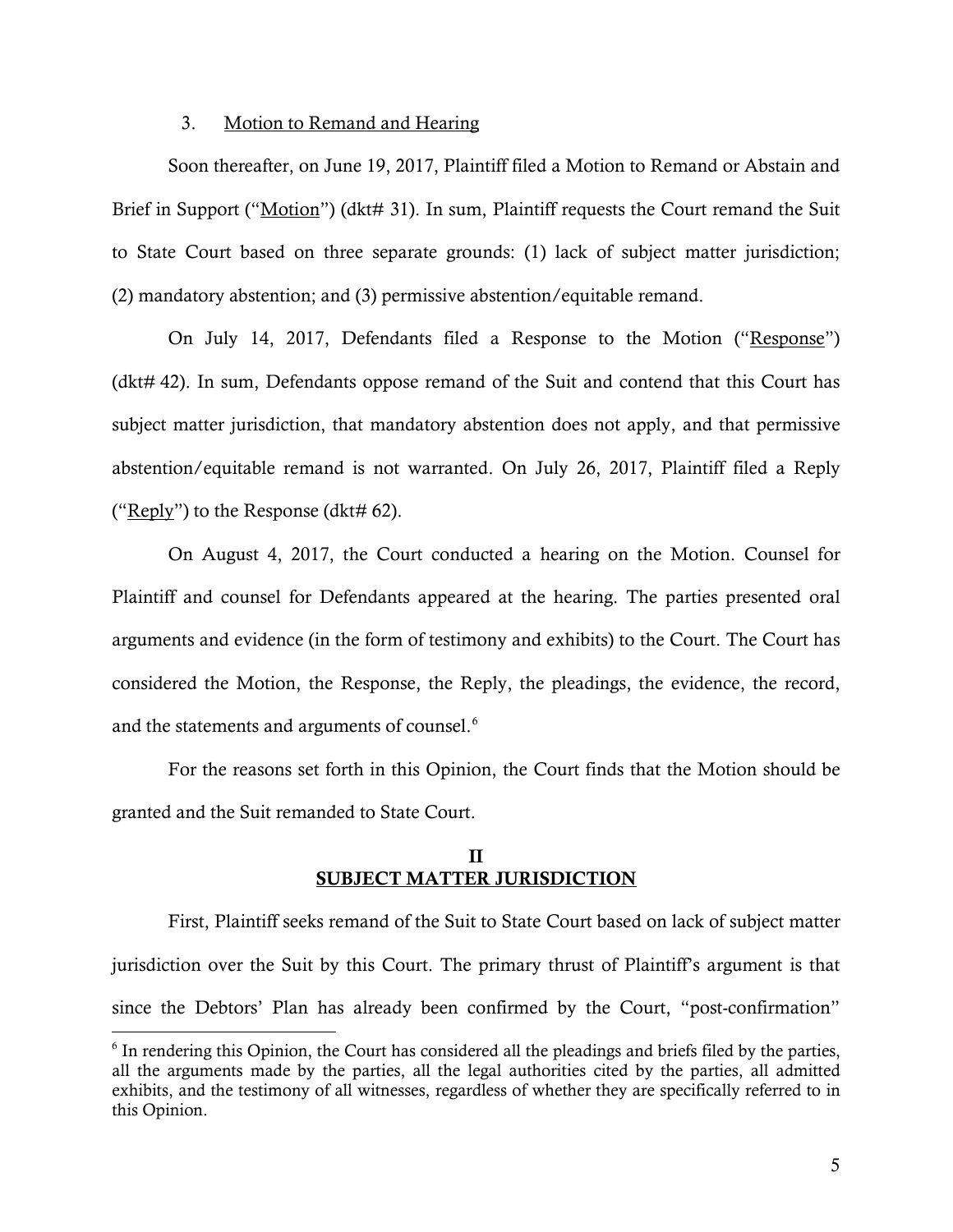3. Motion to Remand and Hearing

Soon thereafter, on June 19, 2017, Plaintiff filed a Motion to Remand or Abstain and Brief in Support ("Motion") (dkt# 31). In sum, Plaintiff requests the Court remand the Suit to State Court based on three separate grounds: (1) lack of subject matter jurisdiction; (2) mandatory abstention; and (3) permissive abstention/equitable remand.

On July 14, 2017, Defendants filed a Response to the Motion ("Response") (dkt# 42). In sum, Defendants oppose remand of the Suit and contend that this Court has subject matter jurisdiction, that mandatory abstention does not apply, and that permissive abstention/equitable remand is not warranted. On July 26, 2017, Plaintiff filed a Reply ("Reply") to the Response (dkt# 62).

On August 4, 2017, the Court conducted a hearing on the Motion. Counsel for Plaintiff and counsel for Defendants appeared at the hearing. The parties presented oral arguments and evidence (in the form of testimony and exhibits) to the Court. The Court has considered the Motion, the Response, the Reply, the pleadings, the evidence, the record, and the statements and arguments of counsel.[6]

For the reasons set forth in this Opinion, the Court finds that the Motion should be granted and the Suit remanded to State Court.

## II
## SUBJECT MATTER JURISDICTION

First, Plaintiff seeks remand of the Suit to State Court based on lack of subject matter jurisdiction over the Suit by this Court. The primary thrust of Plaintiff's argument is that since the Debtors' Plan has already been confirmed by the Court, "post-confirmation"

---

[6] In rendering this Opinion, the Court has considered all the pleadings and briefs filed by the parties, all the arguments made by the parties, all the legal authorities cited by the parties, all admitted exhibits, and the testimony of all witnesses, regardless of whether they are specifically referred to in this Opinion.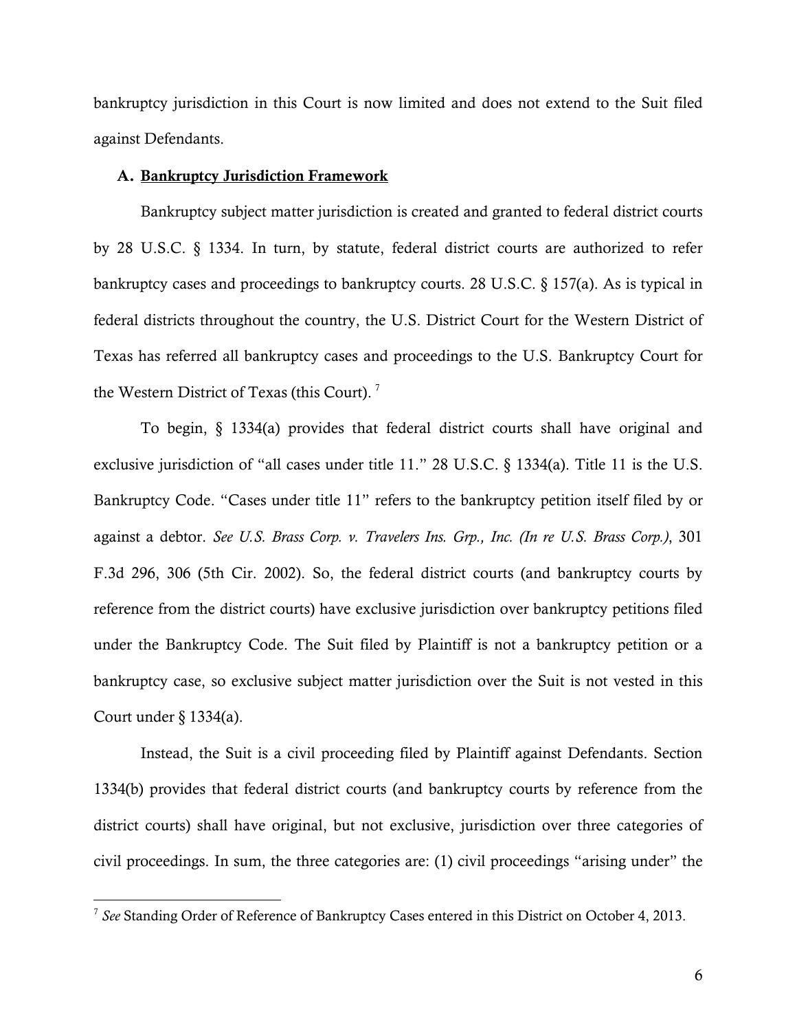bankruptcy jurisdiction in this Court is now limited and does not extend to the Suit filed against Defendants.

### A. <u>Bankruptcy Jurisdiction Framework</u>

Bankruptcy subject matter jurisdiction is created and granted to federal district courts by 28 U.S.C. § 1334. In turn, by statute, federal district courts are authorized to refer bankruptcy cases and proceedings to bankruptcy courts. 28 U.S.C. § 157(a). As is typical in federal districts throughout the country, the U.S. District Court for the Western District of Texas has referred all bankruptcy cases and proceedings to the U.S. Bankruptcy Court for the Western District of Texas (this Court). [7]

To begin, § 1334(a) provides that federal district courts shall have original and exclusive jurisdiction of "all cases under title 11." 28 U.S.C. § 1334(a). Title 11 is the U.S. Bankruptcy Code. "Cases under title 11" refers to the bankruptcy petition itself filed by or against a debtor. *See U.S. Brass Corp. v. Travelers Ins. Grp., Inc. (In re U.S. Brass Corp.)*, 301 F.3d 296, 306 (5th Cir. 2002). So, the federal district courts (and bankruptcy courts by reference from the district courts) have exclusive jurisdiction over bankruptcy petitions filed under the Bankruptcy Code. The Suit filed by Plaintiff is not a bankruptcy petition or a bankruptcy case, so exclusive subject matter jurisdiction over the Suit is not vested in this Court under § 1334(a).

Instead, the Suit is a civil proceeding filed by Plaintiff against Defendants. Section 1334(b) provides that federal district courts (and bankruptcy courts by reference from the district courts) shall have original, but not exclusive, jurisdiction over three categories of civil proceedings. In sum, the three categories are: (1) civil proceedings "arising under" the

[7] *See* Standing Order of Reference of Bankruptcy Cases entered in this District on October 4, 2013.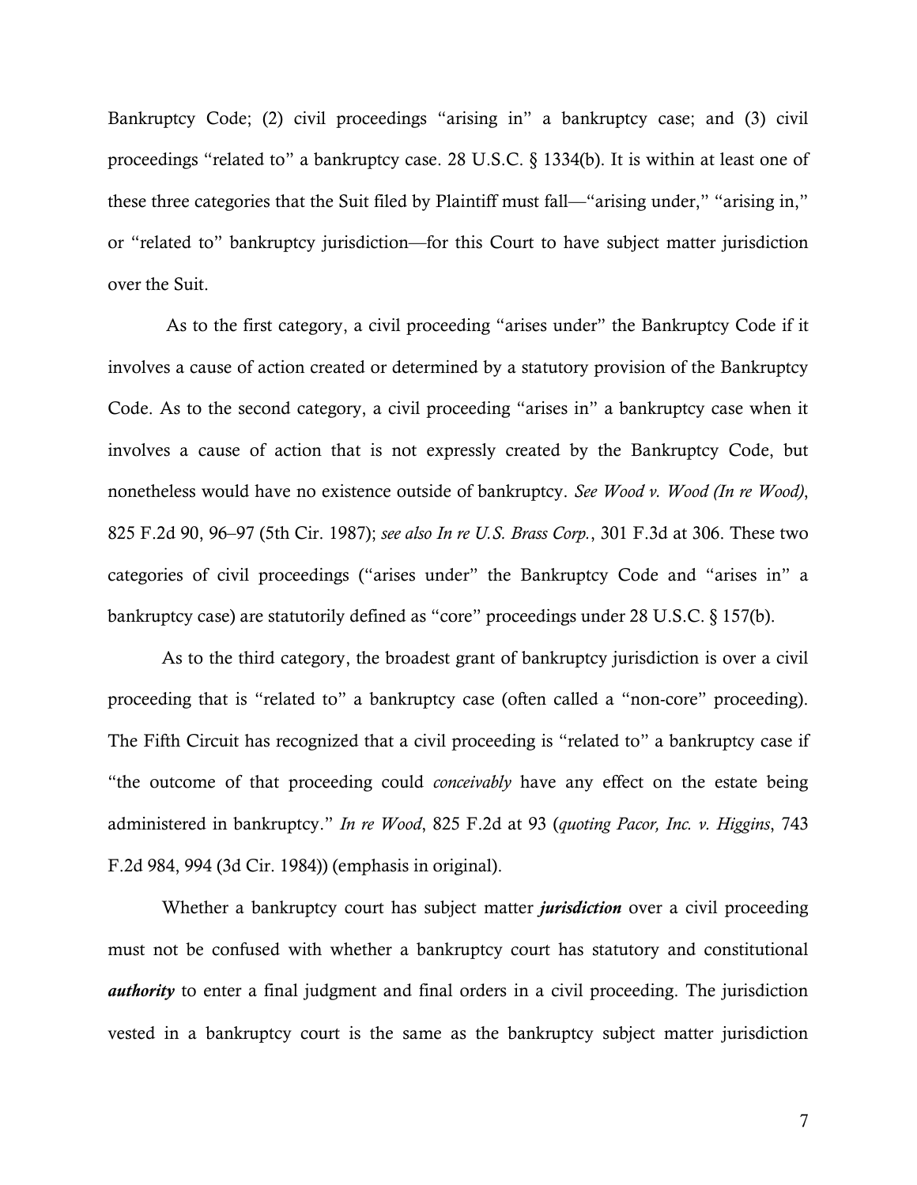Bankruptcy Code; (2) civil proceedings "arising in" a bankruptcy case; and (3) civil proceedings "related to" a bankruptcy case. 28 U.S.C. § 1334(b). It is within at least one of these three categories that the Suit filed by Plaintiff must fall—"arising under," "arising in," or "related to" bankruptcy jurisdiction—for this Court to have subject matter jurisdiction over the Suit.

As to the first category, a civil proceeding "arises under" the Bankruptcy Code if it involves a cause of action created or determined by a statutory provision of the Bankruptcy Code. As to the second category, a civil proceeding "arises in" a bankruptcy case when it involves a cause of action that is not expressly created by the Bankruptcy Code, but nonetheless would have no existence outside of bankruptcy. *See Wood v. Wood (In re Wood)*, 825 F.2d 90, 96–97 (5th Cir. 1987); *see also In re U.S. Brass Corp.*, 301 F.3d at 306. These two categories of civil proceedings ("arises under" the Bankruptcy Code and "arises in" a bankruptcy case) are statutorily defined as "core" proceedings under 28 U.S.C. § 157(b).

As to the third category, the broadest grant of bankruptcy jurisdiction is over a civil proceeding that is "related to" a bankruptcy case (often called a "non-core" proceeding). The Fifth Circuit has recognized that a civil proceeding is "related to" a bankruptcy case if "the outcome of that proceeding could *conceivably* have any effect on the estate being administered in bankruptcy." *In re Wood*, 825 F.2d at 93 (*quoting Pacor, Inc. v. Higgins*, 743 F.2d 984, 994 (3d Cir. 1984)) (emphasis in original).

Whether a bankruptcy court has subject matter ***jurisdiction*** over a civil proceeding must not be confused with whether a bankruptcy court has statutory and constitutional ***authority*** to enter a final judgment and final orders in a civil proceeding. The jurisdiction vested in a bankruptcy court is the same as the bankruptcy subject matter jurisdiction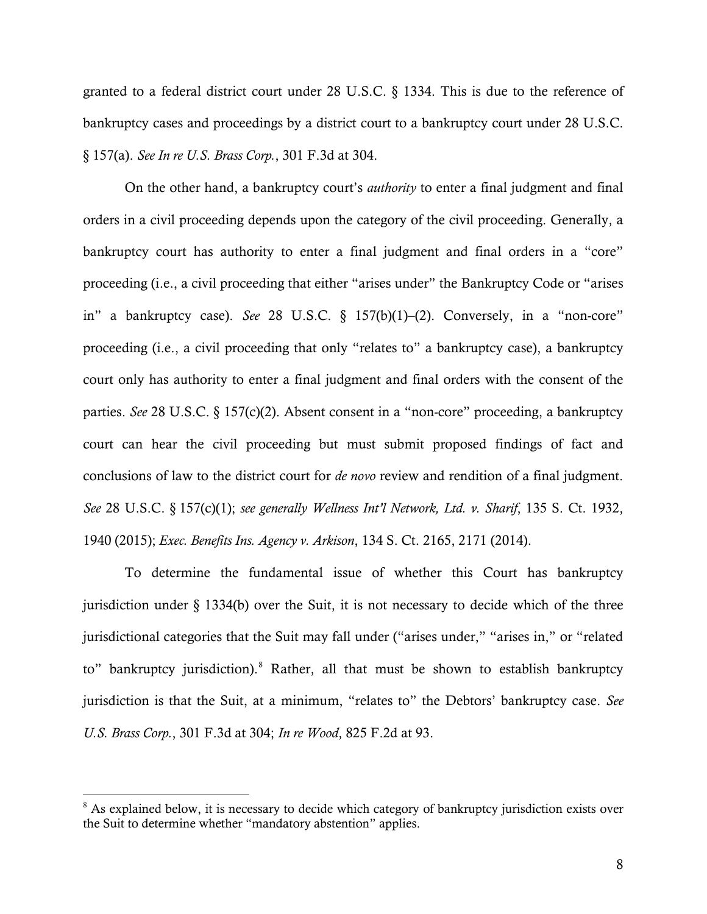granted to a federal district court under 28 U.S.C. § 1334. This is due to the reference of bankruptcy cases and proceedings by a district court to a bankruptcy court under 28 U.S.C. § 157(a). *See In re U.S. Brass Corp.*, 301 F.3d at 304.

On the other hand, a bankruptcy court's *authority* to enter a final judgment and final orders in a civil proceeding depends upon the category of the civil proceeding. Generally, a bankruptcy court has authority to enter a final judgment and final orders in a "core" proceeding (i.e., a civil proceeding that either "arises under" the Bankruptcy Code or "arises in" a bankruptcy case). *See* 28 U.S.C. § 157(b)(1)–(2). Conversely, in a "non-core" proceeding (i.e., a civil proceeding that only "relates to" a bankruptcy case), a bankruptcy court only has authority to enter a final judgment and final orders with the consent of the parties. *See* 28 U.S.C. § 157(c)(2). Absent consent in a "non-core" proceeding, a bankruptcy court can hear the civil proceeding but must submit proposed findings of fact and conclusions of law to the district court for *de novo* review and rendition of a final judgment. *See* 28 U.S.C. § 157(c)(1); *see generally Wellness Int'l Network, Ltd. v. Sharif*, 135 S. Ct. 1932, 1940 (2015); *Exec. Benefits Ins. Agency v. Arkison*, 134 S. Ct. 2165, 2171 (2014).

To determine the fundamental issue of whether this Court has bankruptcy jurisdiction under § 1334(b) over the Suit, it is not necessary to decide which of the three jurisdictional categories that the Suit may fall under ("arises under," "arises in," or "related to" bankruptcy jurisdiction).[8] Rather, all that must be shown to establish bankruptcy jurisdiction is that the Suit, at a minimum, "relates to" the Debtors' bankruptcy case. *See U.S. Brass Corp.*, 301 F.3d at 304; *In re Wood*, 825 F.2d at 93.

---

[8] As explained below, it is necessary to decide which category of bankruptcy jurisdiction exists over the Suit to determine whether "mandatory abstention" applies.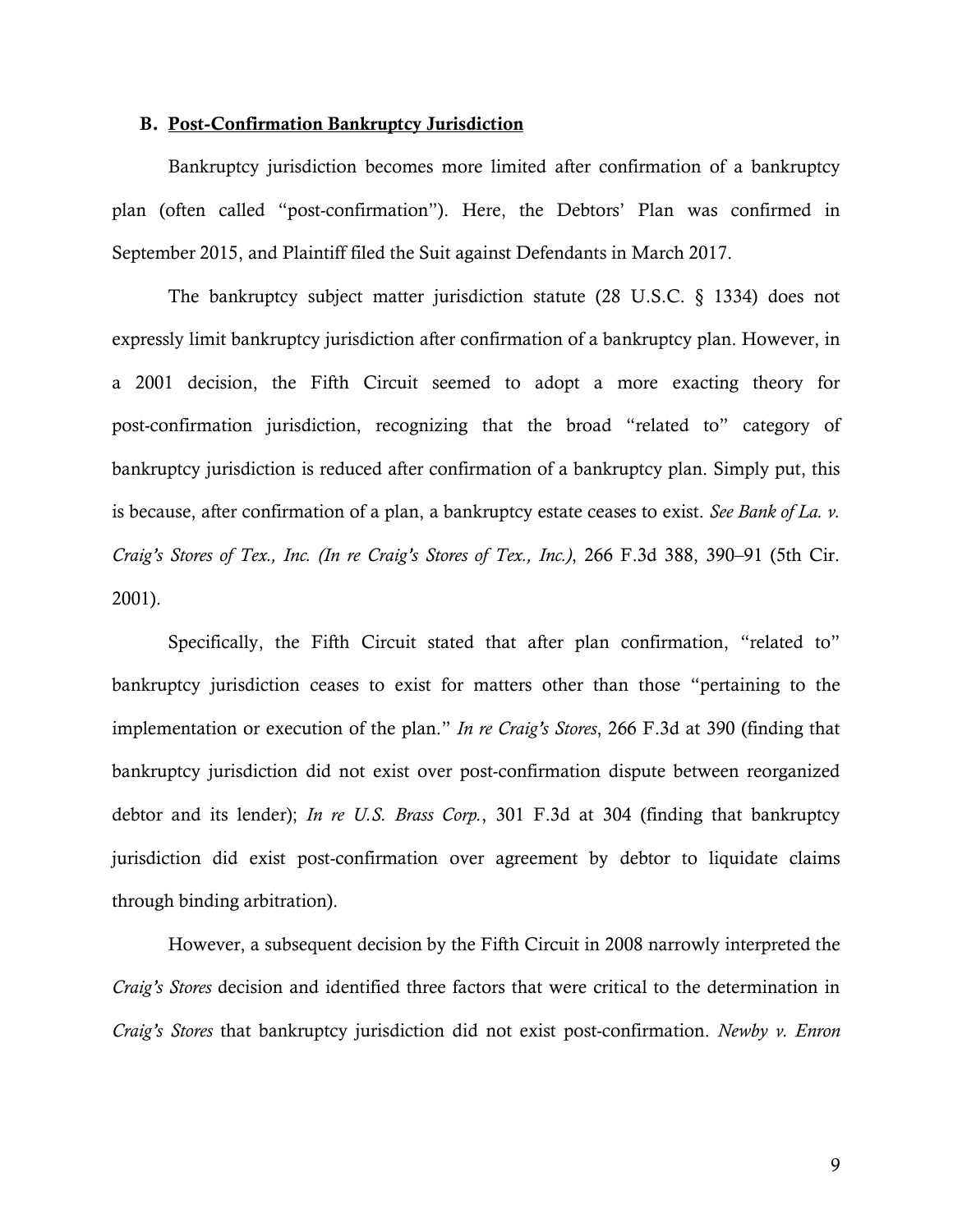### B. <u>Post-Confirmation Bankruptcy Jurisdiction</u>

Bankruptcy jurisdiction becomes more limited after confirmation of a bankruptcy plan (often called "post-confirmation"). Here, the Debtors' Plan was confirmed in September 2015, and Plaintiff filed the Suit against Defendants in March 2017.

The bankruptcy subject matter jurisdiction statute (28 U.S.C. § 1334) does not expressly limit bankruptcy jurisdiction after confirmation of a bankruptcy plan. However, in a 2001 decision, the Fifth Circuit seemed to adopt a more exacting theory for post-confirmation jurisdiction, recognizing that the broad "related to" category of bankruptcy jurisdiction is reduced after confirmation of a bankruptcy plan. Simply put, this is because, after confirmation of a plan, a bankruptcy estate ceases to exist. *See Bank of La. v. Craig's Stores of Tex., Inc. (In re Craig's Stores of Tex., Inc.)*, 266 F.3d 388, 390–91 (5th Cir. 2001).

Specifically, the Fifth Circuit stated that after plan confirmation, "related to" bankruptcy jurisdiction ceases to exist for matters other than those "pertaining to the implementation or execution of the plan." *In re Craig's Stores*, 266 F.3d at 390 (finding that bankruptcy jurisdiction did not exist over post-confirmation dispute between reorganized debtor and its lender); *In re U.S. Brass Corp.*, 301 F.3d at 304 (finding that bankruptcy jurisdiction did exist post-confirmation over agreement by debtor to liquidate claims through binding arbitration).

However, a subsequent decision by the Fifth Circuit in 2008 narrowly interpreted the *Craig's Stores* decision and identified three factors that were critical to the determination in *Craig's Stores* that bankruptcy jurisdiction did not exist post-confirmation. *Newby v. Enron*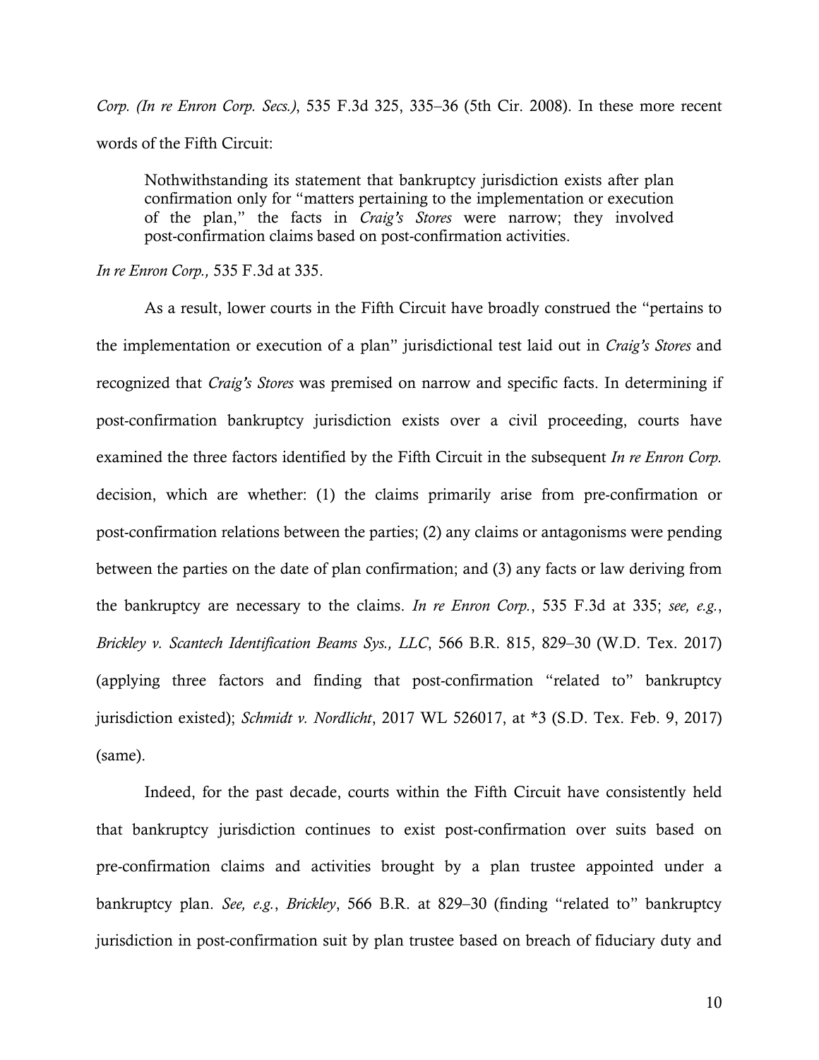*Corp. (In re Enron Corp. Secs.)*, 535 F.3d 325, 335–36 (5th Cir. 2008). In these more recent words of the Fifth Circuit:

> Nothwithstanding its statement that bankruptcy jurisdiction exists after plan confirmation only for "matters pertaining to the implementation or execution of the plan," the facts in *Craig's Stores* were narrow; they involved post-confirmation claims based on post-confirmation activities.

*In re Enron Corp.,* 535 F.3d at 335.

As a result, lower courts in the Fifth Circuit have broadly construed the "pertains to the implementation or execution of a plan" jurisdictional test laid out in *Craig's Stores* and recognized that *Craig's Stores* was premised on narrow and specific facts. In determining if post-confirmation bankruptcy jurisdiction exists over a civil proceeding, courts have examined the three factors identified by the Fifth Circuit in the subsequent *In re Enron Corp.* decision, which are whether: (1) the claims primarily arise from pre-confirmation or post-confirmation relations between the parties; (2) any claims or antagonisms were pending between the parties on the date of plan confirmation; and (3) any facts or law deriving from the bankruptcy are necessary to the claims. *In re Enron Corp.*, 535 F.3d at 335; *see, e.g.*, *Brickley v. Scantech Identification Beams Sys., LLC*, 566 B.R. 815, 829–30 (W.D. Tex. 2017) (applying three factors and finding that post-confirmation "related to" bankruptcy jurisdiction existed); *Schmidt v. Nordlicht*, 2017 WL 526017, at *3 (S.D. Tex. Feb. 9, 2017) (same).

Indeed, for the past decade, courts within the Fifth Circuit have consistently held that bankruptcy jurisdiction continues to exist post-confirmation over suits based on pre-confirmation claims and activities brought by a plan trustee appointed under a bankruptcy plan. *See, e.g.*, *Brickley*, 566 B.R. at 829–30 (finding "related to" bankruptcy jurisdiction in post-confirmation suit by plan trustee based on breach of fiduciary duty and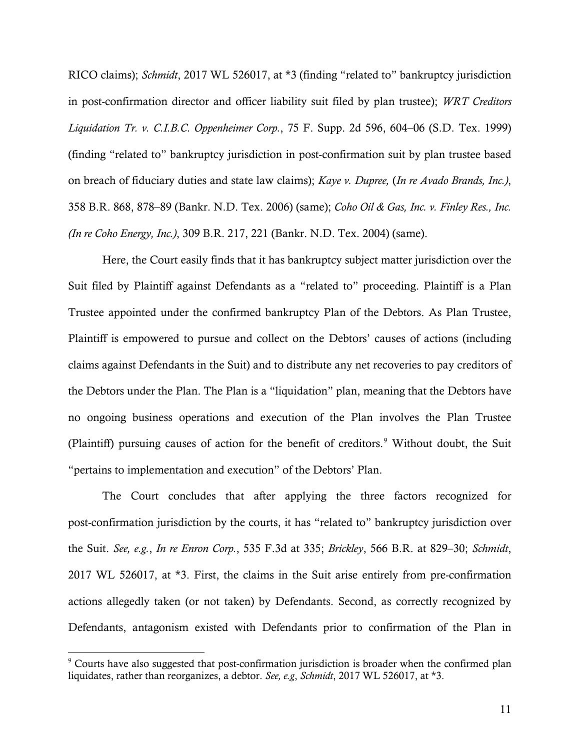RICO claims); *Schmidt*, 2017 WL 526017, at *3 (finding "related to" bankruptcy jurisdiction in post-confirmation director and officer liability suit filed by plan trustee); *WRT Creditors Liquidation Tr. v. C.I.B.C. Oppenheimer Corp.*, 75 F. Supp. 2d 596, 604–06 (S.D. Tex. 1999) (finding "related to" bankruptcy jurisdiction in post-confirmation suit by plan trustee based on breach of fiduciary duties and state law claims); *Kaye v. Dupree,* (*In re Avado Brands, Inc.)*, 358 B.R. 868, 878–89 (Bankr. N.D. Tex. 2006) (same); *Coho Oil & Gas, Inc. v. Finley Res., Inc. (In re Coho Energy, Inc.)*, 309 B.R. 217, 221 (Bankr. N.D. Tex. 2004) (same).

Here, the Court easily finds that it has bankruptcy subject matter jurisdiction over the Suit filed by Plaintiff against Defendants as a "related to" proceeding. Plaintiff is a Plan Trustee appointed under the confirmed bankruptcy Plan of the Debtors. As Plan Trustee, Plaintiff is empowered to pursue and collect on the Debtors' causes of actions (including claims against Defendants in the Suit) and to distribute any net recoveries to pay creditors of the Debtors under the Plan. The Plan is a "liquidation" plan, meaning that the Debtors have no ongoing business operations and execution of the Plan involves the Plan Trustee (Plaintiff) pursuing causes of action for the benefit of creditors.[9] Without doubt, the Suit "pertains to implementation and execution" of the Debtors' Plan.

The Court concludes that after applying the three factors recognized for post-confirmation jurisdiction by the courts, it has "related to" bankruptcy jurisdiction over the Suit. *See, e.g.*, *In re Enron Corp.*, 535 F.3d at 335; *Brickley*, 566 B.R. at 829–30; *Schmidt*, 2017 WL 526017, at *3. First, the claims in the Suit arise entirely from pre-confirmation actions allegedly taken (or not taken) by Defendants. Second, as correctly recognized by Defendants, antagonism existed with Defendants prior to confirmation of the Plan in

---

[9] Courts have also suggested that post-confirmation jurisdiction is broader when the confirmed plan liquidates, rather than reorganizes, a debtor. *See, e.g*, *Schmidt*, 2017 WL 526017, at *3.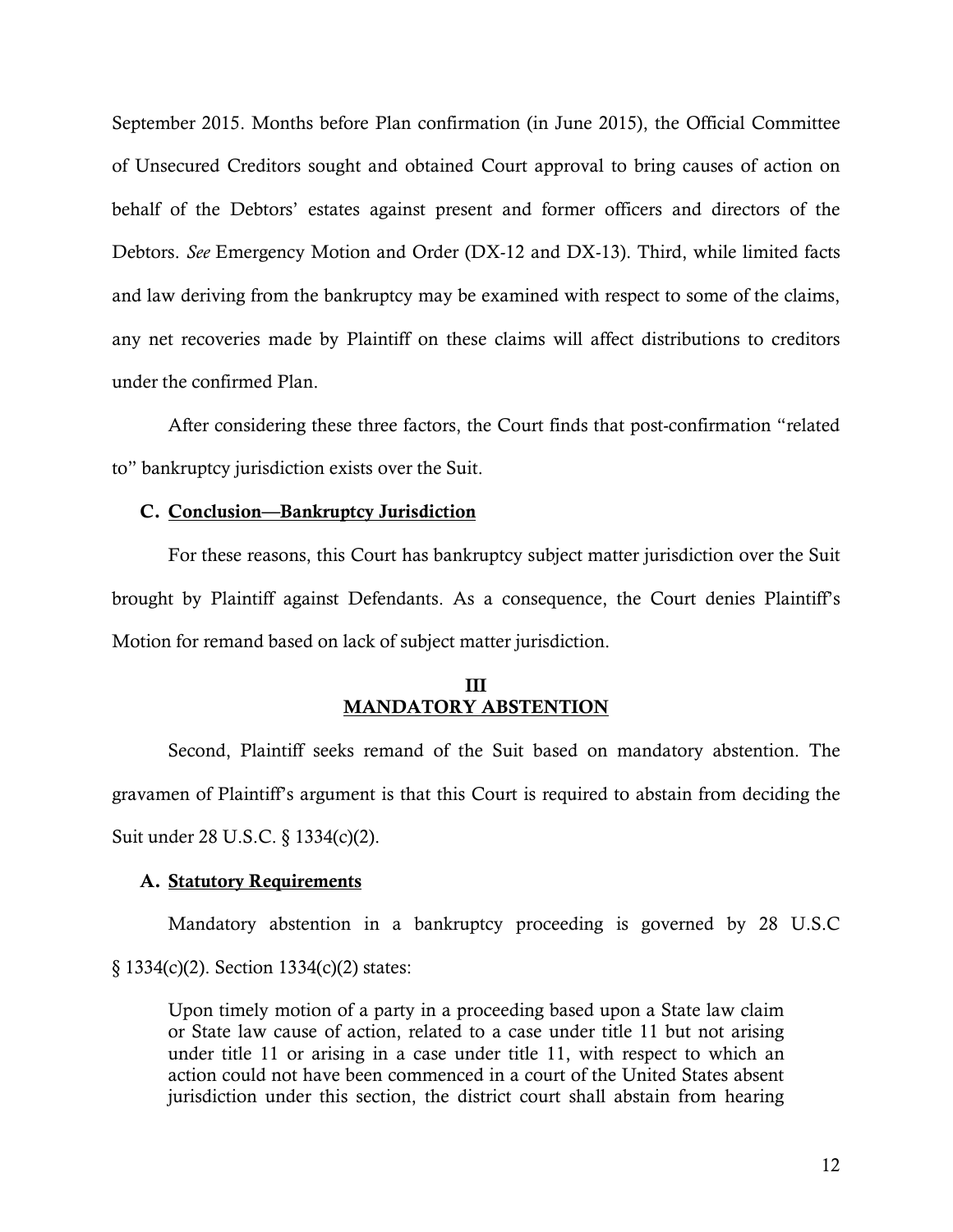September 2015. Months before Plan confirmation (in June 2015), the Official Committee of Unsecured Creditors sought and obtained Court approval to bring causes of action on behalf of the Debtors' estates against present and former officers and directors of the Debtors. *See* Emergency Motion and Order (DX-12 and DX-13). Third, while limited facts and law deriving from the bankruptcy may be examined with respect to some of the claims, any net recoveries made by Plaintiff on these claims will affect distributions to creditors under the confirmed Plan.

After considering these three factors, the Court finds that post-confirmation "related to" bankruptcy jurisdiction exists over the Suit.

### C. Conclusion—Bankruptcy Jurisdiction

For these reasons, this Court has bankruptcy subject matter jurisdiction over the Suit brought by Plaintiff against Defendants. As a consequence, the Court denies Plaintiff's Motion for remand based on lack of subject matter jurisdiction.

## III
## MANDATORY ABSTENTION

Second, Plaintiff seeks remand of the Suit based on mandatory abstention. The gravamen of Plaintiff's argument is that this Court is required to abstain from deciding the Suit under 28 U.S.C. § 1334(c)(2).

### A. Statutory Requirements

Mandatory abstention in a bankruptcy proceeding is governed by 28 U.S.C § 1334(c)(2). Section 1334(c)(2) states:

> Upon timely motion of a party in a proceeding based upon a State law claim or State law cause of action, related to a case under title 11 but not arising under title 11 or arising in a case under title 11, with respect to which an action could not have been commenced in a court of the United States absent jurisdiction under this section, the district court shall abstain from hearing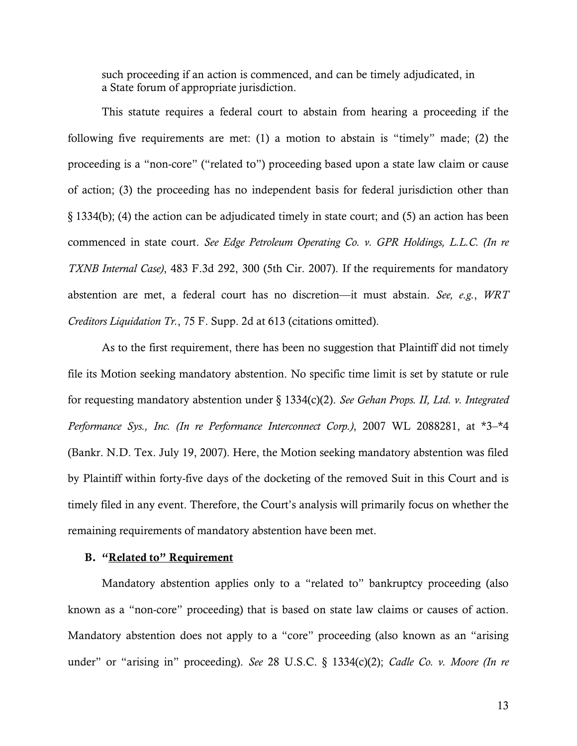> such proceeding if an action is commenced, and can be timely adjudicated, in a State forum of appropriate jurisdiction.

This statute requires a federal court to abstain from hearing a proceeding if the following five requirements are met: (1) a motion to abstain is "timely" made; (2) the proceeding is a "non-core" ("related to") proceeding based upon a state law claim or cause of action; (3) the proceeding has no independent basis for federal jurisdiction other than § 1334(b); (4) the action can be adjudicated timely in state court; and (5) an action has been commenced in state court. *See Edge Petroleum Operating Co. v. GPR Holdings, L.L.C. (In re TXNB Internal Case)*, 483 F.3d 292, 300 (5th Cir. 2007). If the requirements for mandatory abstention are met, a federal court has no discretion—it must abstain. *See, e.g.*, *WRT Creditors Liquidation Tr.*, 75 F. Supp. 2d at 613 (citations omitted).

As to the first requirement, there has been no suggestion that Plaintiff did not timely file its Motion seeking mandatory abstention. No specific time limit is set by statute or rule for requesting mandatory abstention under § 1334(c)(2). *See Gehan Props. II, Ltd. v. Integrated Performance Sys., Inc. (In re Performance Interconnect Corp.)*, 2007 WL 2088281, at *3–*4 (Bankr. N.D. Tex. July 19, 2007). Here, the Motion seeking mandatory abstention was filed by Plaintiff within forty-five days of the docketing of the removed Suit in this Court and is timely filed in any event. Therefore, the Court's analysis will primarily focus on whether the remaining requirements of mandatory abstention have been met.

### B. "Related to" Requirement

Mandatory abstention applies only to a "related to" bankruptcy proceeding (also known as a "non-core" proceeding) that is based on state law claims or causes of action. Mandatory abstention does not apply to a "core" proceeding (also known as an "arising under" or "arising in" proceeding). *See* 28 U.S.C. § 1334(c)(2); *Cadle Co. v. Moore (In re*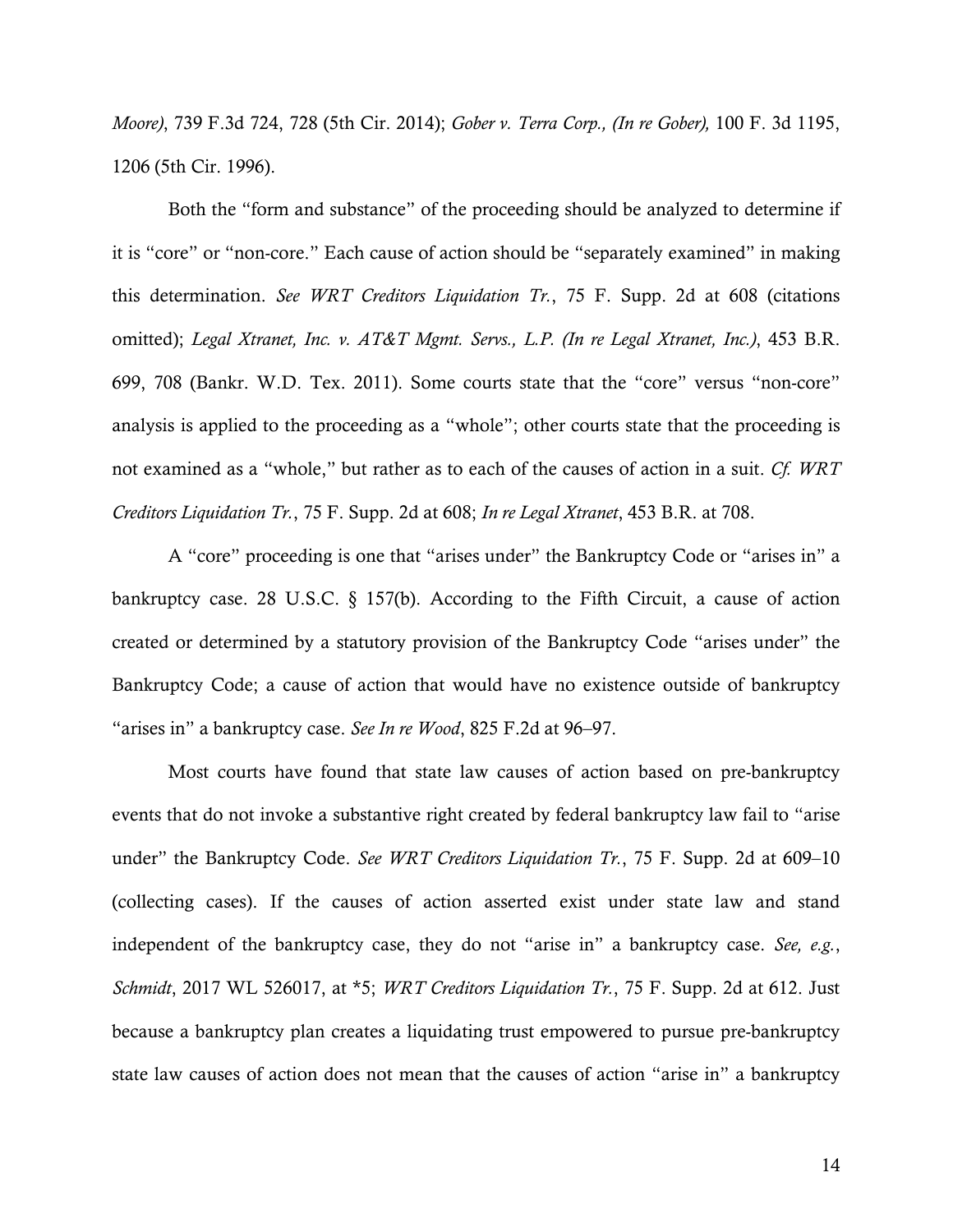*Moore)*, 739 F.3d 724, 728 (5th Cir. 2014); *Gober v. Terra Corp., (In re Gober),* 100 F. 3d 1195, 1206 (5th Cir. 1996).

Both the "form and substance" of the proceeding should be analyzed to determine if it is "core" or "non-core." Each cause of action should be "separately examined" in making this determination. *See WRT Creditors Liquidation Tr.*, 75 F. Supp. 2d at 608 (citations omitted); *Legal Xtranet, Inc. v. AT&T Mgmt. Servs., L.P. (In re Legal Xtranet, Inc.)*, 453 B.R. 699, 708 (Bankr. W.D. Tex. 2011). Some courts state that the "core" versus "non-core" analysis is applied to the proceeding as a "whole"; other courts state that the proceeding is not examined as a "whole," but rather as to each of the causes of action in a suit. *Cf. WRT Creditors Liquidation Tr.*, 75 F. Supp. 2d at 608; *In re Legal Xtranet*, 453 B.R. at 708.

A "core" proceeding is one that "arises under" the Bankruptcy Code or "arises in" a bankruptcy case. 28 U.S.C. § 157(b). According to the Fifth Circuit, a cause of action created or determined by a statutory provision of the Bankruptcy Code "arises under" the Bankruptcy Code; a cause of action that would have no existence outside of bankruptcy "arises in" a bankruptcy case. *See In re Wood*, 825 F.2d at 96–97.

Most courts have found that state law causes of action based on pre-bankruptcy events that do not invoke a substantive right created by federal bankruptcy law fail to "arise under" the Bankruptcy Code. *See WRT Creditors Liquidation Tr.*, 75 F. Supp. 2d at 609–10 (collecting cases). If the causes of action asserted exist under state law and stand independent of the bankruptcy case, they do not "arise in" a bankruptcy case. *See, e.g.*, *Schmidt*, 2017 WL 526017, at *5; *WRT Creditors Liquidation Tr.*, 75 F. Supp. 2d at 612. Just because a bankruptcy plan creates a liquidating trust empowered to pursue pre-bankruptcy state law causes of action does not mean that the causes of action "arise in" a bankruptcy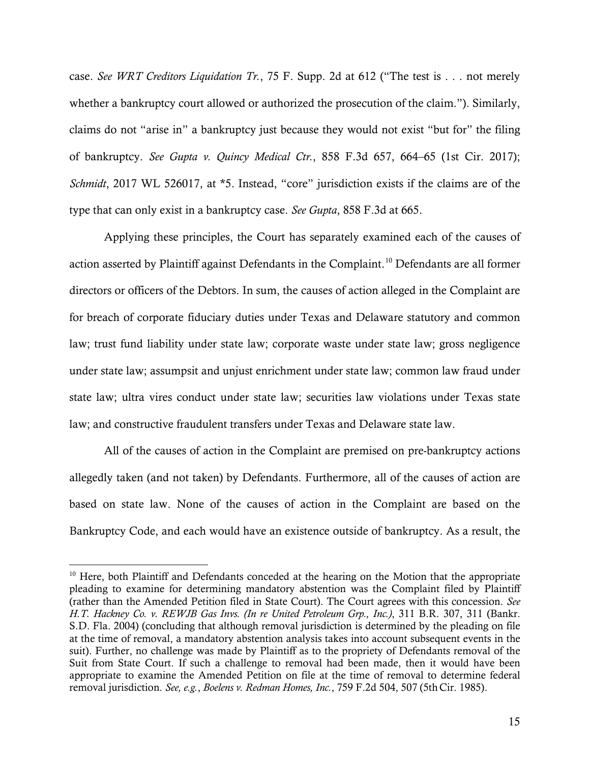case. *See WRT Creditors Liquidation Tr.*, 75 F. Supp. 2d at 612 ("The test is . . . not merely whether a bankruptcy court allowed or authorized the prosecution of the claim."). Similarly, claims do not "arise in" a bankruptcy just because they would not exist "but for" the filing of bankruptcy. *See Gupta v. Quincy Medical Ctr.*, 858 F.3d 657, 664–65 (1st Cir. 2017); *Schmidt*, 2017 WL 526017, at *5. Instead, "core" jurisdiction exists if the claims are of the type that can only exist in a bankruptcy case. *See Gupta*, 858 F.3d at 665.

Applying these principles, the Court has separately examined each of the causes of action asserted by Plaintiff against Defendants in the Complaint.[10] Defendants are all former directors or officers of the Debtors. In sum, the causes of action alleged in the Complaint are for breach of corporate fiduciary duties under Texas and Delaware statutory and common law; trust fund liability under state law; corporate waste under state law; gross negligence under state law; assumpsit and unjust enrichment under state law; common law fraud under state law; ultra vires conduct under state law; securities law violations under Texas state law; and constructive fraudulent transfers under Texas and Delaware state law.

All of the causes of action in the Complaint are premised on pre-bankruptcy actions allegedly taken (and not taken) by Defendants. Furthermore, all of the causes of action are based on state law. None of the causes of action in the Complaint are based on the Bankruptcy Code, and each would have an existence outside of bankruptcy. As a result, the

---

[10] Here, both Plaintiff and Defendants conceded at the hearing on the Motion that the appropriate pleading to examine for determining mandatory abstention was the Complaint filed by Plaintiff (rather than the Amended Petition filed in State Court). The Court agrees with this concession. *See H.T. Hackney Co. v. REWJB Gas Invs. (In re United Petroleum Grp., Inc.)*, 311 B.R. 307, 311 (Bankr. S.D. Fla. 2004) (concluding that although removal jurisdiction is determined by the pleading on file at the time of removal, a mandatory abstention analysis takes into account subsequent events in the suit). Further, no challenge was made by Plaintiff as to the propriety of Defendants removal of the Suit from State Court. If such a challenge to removal had been made, then it would have been appropriate to examine the Amended Petition on file at the time of removal to determine federal removal jurisdiction. *See, e.g.*, *Boelens v. Redman Homes, Inc.*, 759 F.2d 504, 507 (5th Cir. 1985).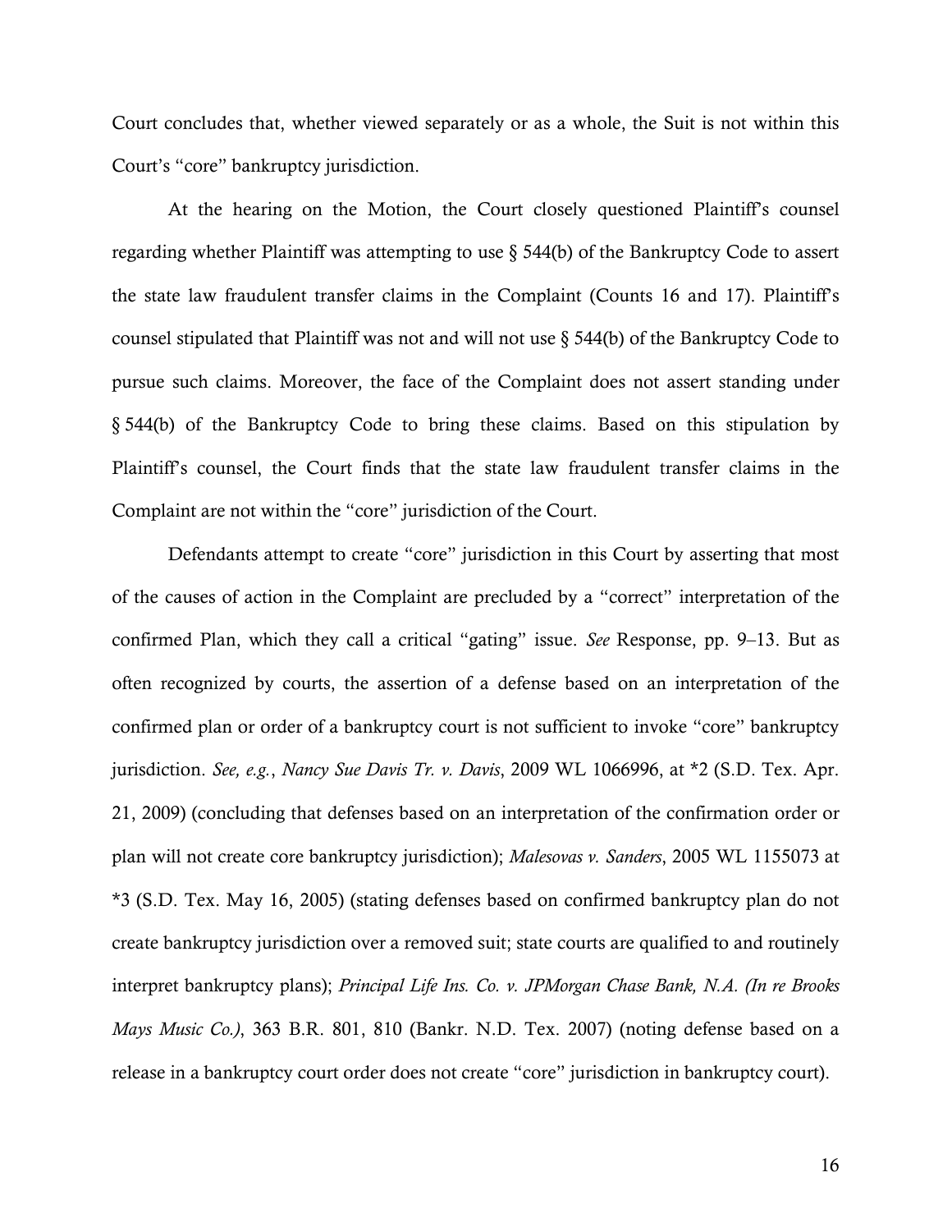Court concludes that, whether viewed separately or as a whole, the Suit is not within this Court's "core" bankruptcy jurisdiction.

At the hearing on the Motion, the Court closely questioned Plaintiff's counsel regarding whether Plaintiff was attempting to use § 544(b) of the Bankruptcy Code to assert the state law fraudulent transfer claims in the Complaint (Counts 16 and 17). Plaintiff's counsel stipulated that Plaintiff was not and will not use § 544(b) of the Bankruptcy Code to pursue such claims. Moreover, the face of the Complaint does not assert standing under § 544(b) of the Bankruptcy Code to bring these claims. Based on this stipulation by Plaintiff's counsel, the Court finds that the state law fraudulent transfer claims in the Complaint are not within the "core" jurisdiction of the Court.

Defendants attempt to create "core" jurisdiction in this Court by asserting that most of the causes of action in the Complaint are precluded by a "correct" interpretation of the confirmed Plan, which they call a critical "gating" issue. *See* Response, pp. 9–13. But as often recognized by courts, the assertion of a defense based on an interpretation of the confirmed plan or order of a bankruptcy court is not sufficient to invoke "core" bankruptcy jurisdiction. *See, e.g.*, *Nancy Sue Davis Tr. v. Davis*, 2009 WL 1066996, at *2 (S.D. Tex. Apr. 21, 2009) (concluding that defenses based on an interpretation of the confirmation order or plan will not create core bankruptcy jurisdiction); *Malesovas v. Sanders*, 2005 WL 1155073 at *3 (S.D. Tex. May 16, 2005) (stating defenses based on confirmed bankruptcy plan do not create bankruptcy jurisdiction over a removed suit; state courts are qualified to and routinely interpret bankruptcy plans); *Principal Life Ins. Co. v. JPMorgan Chase Bank, N.A. (In re Brooks Mays Music Co.)*, 363 B.R. 801, 810 (Bankr. N.D. Tex. 2007) (noting defense based on a release in a bankruptcy court order does not create "core" jurisdiction in bankruptcy court).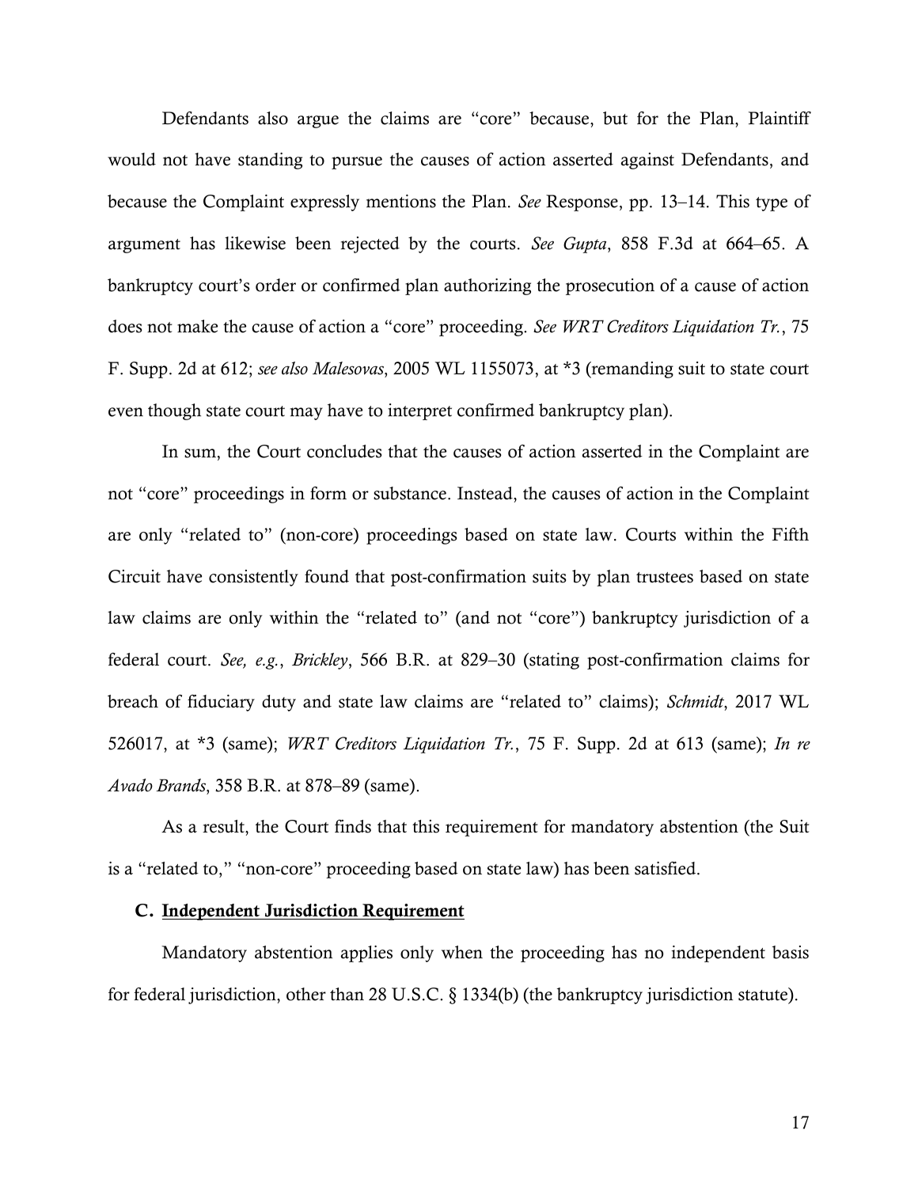Defendants also argue the claims are "core" because, but for the Plan, Plaintiff would not have standing to pursue the causes of action asserted against Defendants, and because the Complaint expressly mentions the Plan. *See* Response, pp. 13–14. This type of argument has likewise been rejected by the courts. *See Gupta*, 858 F.3d at 664–65. A bankruptcy court's order or confirmed plan authorizing the prosecution of a cause of action does not make the cause of action a "core" proceeding. *See WRT Creditors Liquidation Tr.*, 75 F. Supp. 2d at 612; *see also Malesovas*, 2005 WL 1155073, at *3 (remanding suit to state court even though state court may have to interpret confirmed bankruptcy plan).

In sum, the Court concludes that the causes of action asserted in the Complaint are not "core" proceedings in form or substance. Instead, the causes of action in the Complaint are only "related to" (non-core) proceedings based on state law. Courts within the Fifth Circuit have consistently found that post-confirmation suits by plan trustees based on state law claims are only within the "related to" (and not "core") bankruptcy jurisdiction of a federal court. *See, e.g.*, *Brickley*, 566 B.R. at 829–30 (stating post-confirmation claims for breach of fiduciary duty and state law claims are "related to" claims); *Schmidt*, 2017 WL 526017, at *3 (same); *WRT Creditors Liquidation Tr.*, 75 F. Supp. 2d at 613 (same); *In re Avado Brands*, 358 B.R. at 878–89 (same).

As a result, the Court finds that this requirement for mandatory abstention (the Suit is a "related to," "non-core" proceeding based on state law) has been satisfied.

### C. Independent Jurisdiction Requirement

Mandatory abstention applies only when the proceeding has no independent basis for federal jurisdiction, other than 28 U.S.C. § 1334(b) (the bankruptcy jurisdiction statute).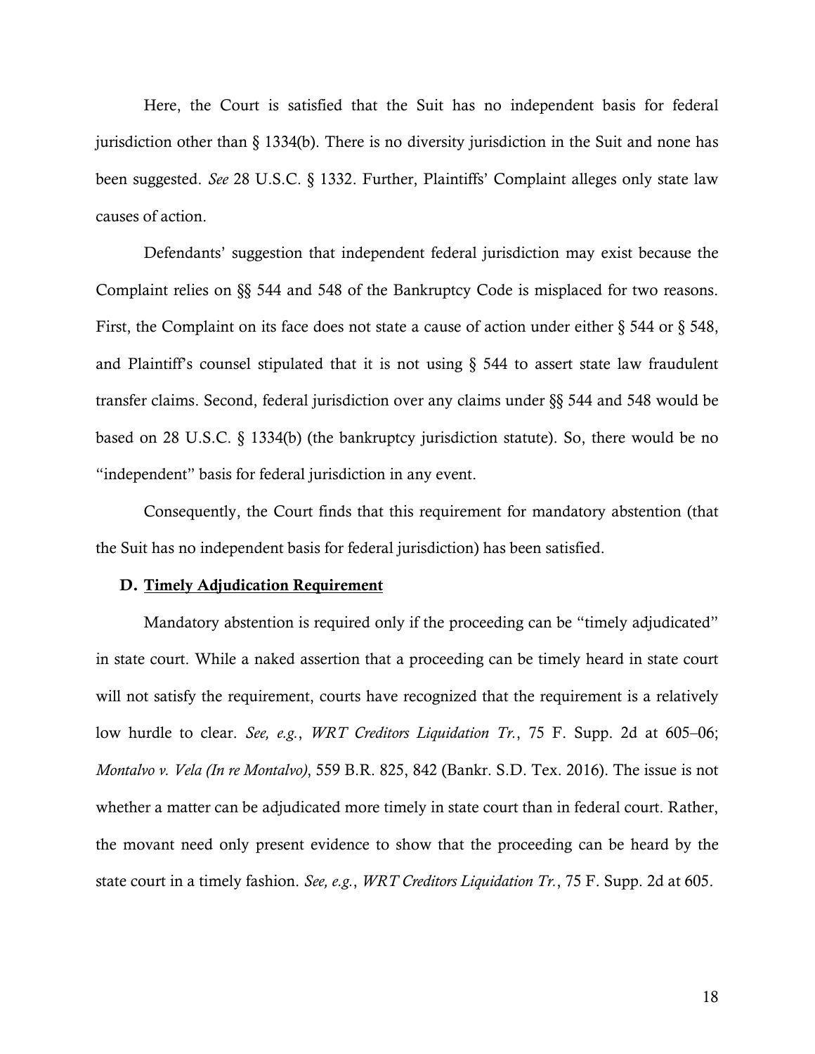Here, the Court is satisfied that the Suit has no independent basis for federal jurisdiction other than § 1334(b). There is no diversity jurisdiction in the Suit and none has been suggested. *See* 28 U.S.C. § 1332. Further, Plaintiffs' Complaint alleges only state law causes of action.

Defendants' suggestion that independent federal jurisdiction may exist because the Complaint relies on §§ 544 and 548 of the Bankruptcy Code is misplaced for two reasons. First, the Complaint on its face does not state a cause of action under either § 544 or § 548, and Plaintiff's counsel stipulated that it is not using § 544 to assert state law fraudulent transfer claims. Second, federal jurisdiction over any claims under §§ 544 and 548 would be based on 28 U.S.C. § 1334(b) (the bankruptcy jurisdiction statute). So, there would be no "independent" basis for federal jurisdiction in any event.

Consequently, the Court finds that this requirement for mandatory abstention (that the Suit has no independent basis for federal jurisdiction) has been satisfied.

### D. Timely Adjudication Requirement

Mandatory abstention is required only if the proceeding can be "timely adjudicated" in state court. While a naked assertion that a proceeding can be timely heard in state court will not satisfy the requirement, courts have recognized that the requirement is a relatively low hurdle to clear. *See, e.g.*, *WRT Creditors Liquidation Tr.*, 75 F. Supp. 2d at 605–06; *Montalvo v. Vela (In re Montalvo)*, 559 B.R. 825, 842 (Bankr. S.D. Tex. 2016). The issue is not whether a matter can be adjudicated more timely in state court than in federal court. Rather, the movant need only present evidence to show that the proceeding can be heard by the state court in a timely fashion. *See, e.g.*, *WRT Creditors Liquidation Tr.*, 75 F. Supp. 2d at 605.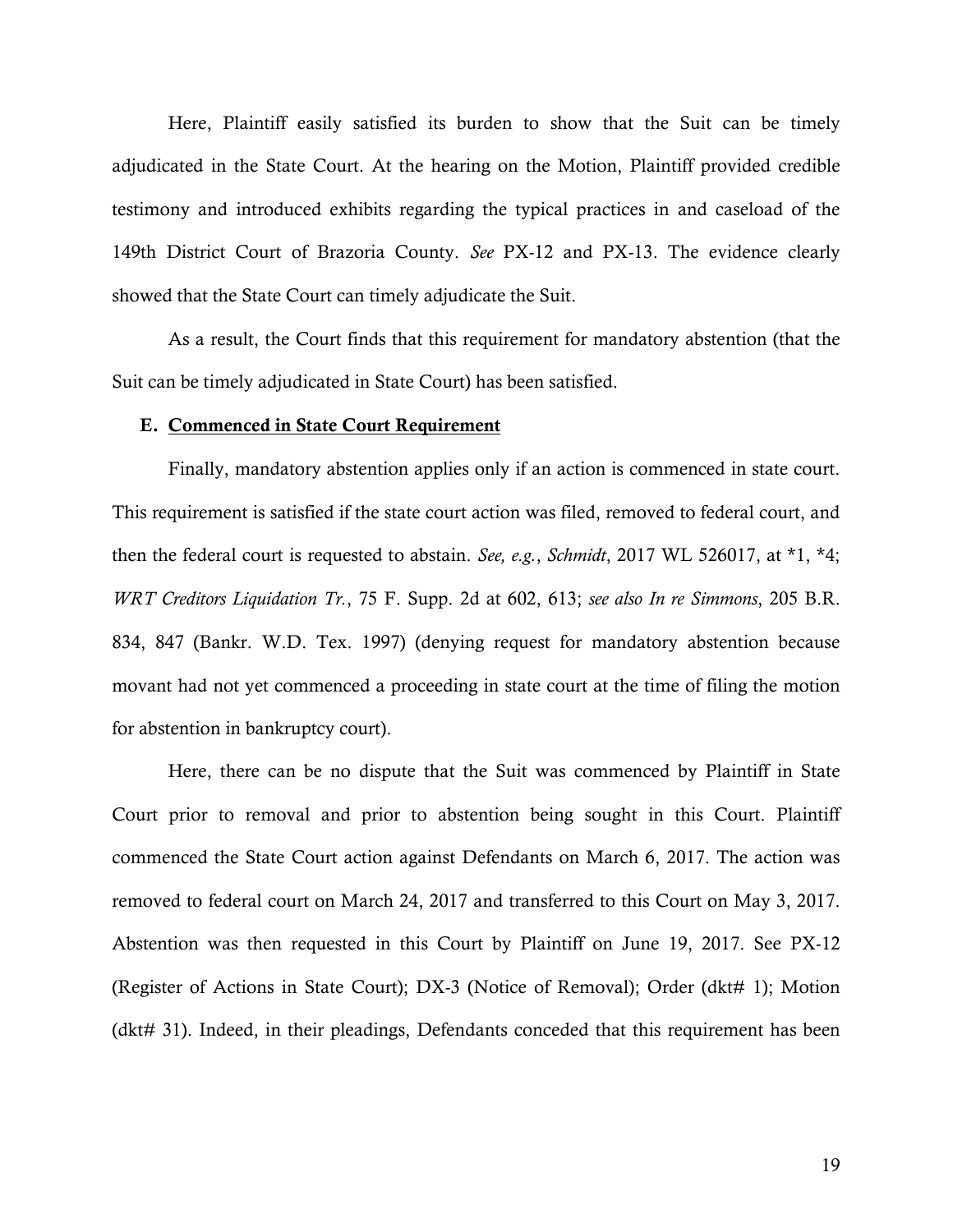Here, Plaintiff easily satisfied its burden to show that the Suit can be timely adjudicated in the State Court. At the hearing on the Motion, Plaintiff provided credible testimony and introduced exhibits regarding the typical practices in and caseload of the 149th District Court of Brazoria County. *See* PX-12 and PX-13. The evidence clearly showed that the State Court can timely adjudicate the Suit.

As a result, the Court finds that this requirement for mandatory abstention (that the Suit can be timely adjudicated in State Court) has been satisfied.

### E. <u>Commenced in State Court Requirement</u>

Finally, mandatory abstention applies only if an action is commenced in state court. This requirement is satisfied if the state court action was filed, removed to federal court, and then the federal court is requested to abstain. *See, e.g.*, *Schmidt*, 2017 WL 526017, at *1, *4; *WRT Creditors Liquidation Tr.*, 75 F. Supp. 2d at 602, 613; *see also In re Simmons*, 205 B.R. 834, 847 (Bankr. W.D. Tex. 1997) (denying request for mandatory abstention because movant had not yet commenced a proceeding in state court at the time of filing the motion for abstention in bankruptcy court).

Here, there can be no dispute that the Suit was commenced by Plaintiff in State Court prior to removal and prior to abstention being sought in this Court. Plaintiff commenced the State Court action against Defendants on March 6, 2017. The action was removed to federal court on March 24, 2017 and transferred to this Court on May 3, 2017. Abstention was then requested in this Court by Plaintiff on June 19, 2017. See PX-12 (Register of Actions in State Court); DX-3 (Notice of Removal); Order (dkt# 1); Motion (dkt# 31). Indeed, in their pleadings, Defendants conceded that this requirement has been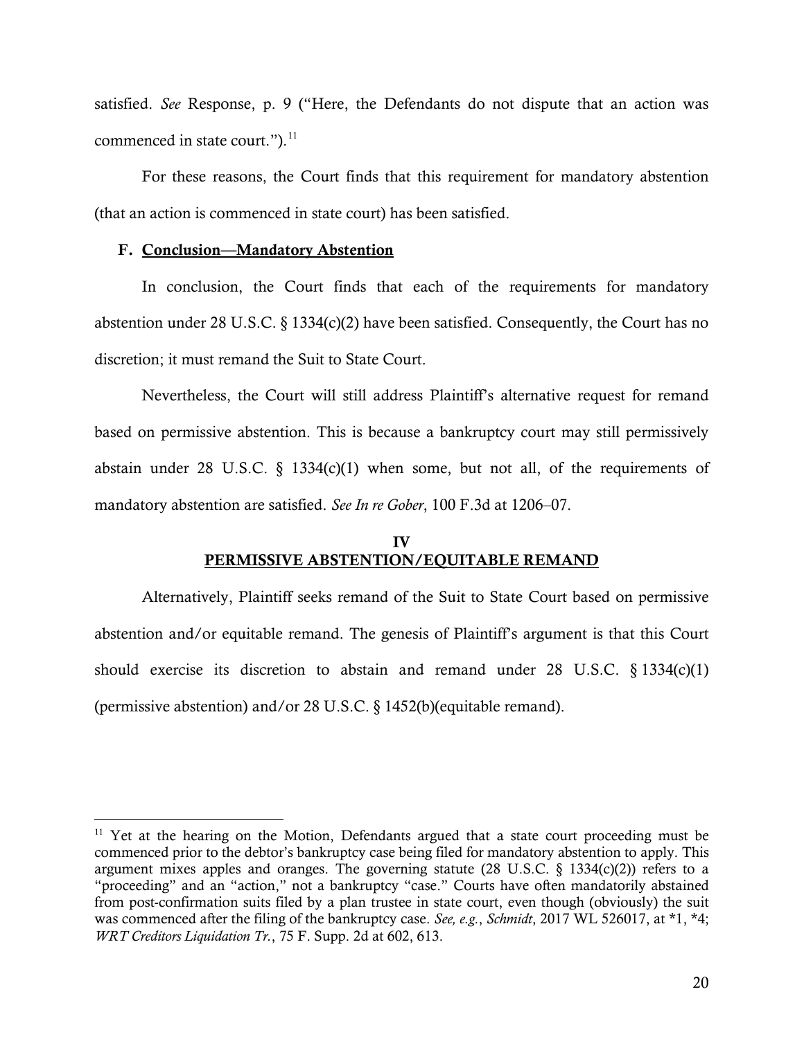satisfied. *See* Response, p. 9 ("Here, the Defendants do not dispute that an action was commenced in state court.").[11]

For these reasons, the Court finds that this requirement for mandatory abstention (that an action is commenced in state court) has been satisfied.

### F. Conclusion—Mandatory Abstention

In conclusion, the Court finds that each of the requirements for mandatory abstention under 28 U.S.C. § 1334(c)(2) have been satisfied. Consequently, the Court has no discretion; it must remand the Suit to State Court.

Nevertheless, the Court will still address Plaintiff's alternative request for remand based on permissive abstention. This is because a bankruptcy court may still permissively abstain under 28 U.S.C. § 1334(c)(1) when some, but not all, of the requirements of mandatory abstention are satisfied. *See In re Gober*, 100 F.3d at 1206–07.

## IV
## PERMISSIVE ABSTENTION/EQUITABLE REMAND

Alternatively, Plaintiff seeks remand of the Suit to State Court based on permissive abstention and/or equitable remand. The genesis of Plaintiff's argument is that this Court should exercise its discretion to abstain and remand under 28 U.S.C. § 1334(c)(1) (permissive abstention) and/or 28 U.S.C. § 1452(b)(equitable remand).

---

[11] Yet at the hearing on the Motion, Defendants argued that a state court proceeding must be commenced prior to the debtor's bankruptcy case being filed for mandatory abstention to apply. This argument mixes apples and oranges. The governing statute (28 U.S.C. § 1334(c)(2)) refers to a "proceeding" and an "action," not a bankruptcy "case." Courts have often mandatorily abstained from post-confirmation suits filed by a plan trustee in state court, even though (obviously) the suit was commenced after the filing of the bankruptcy case. *See, e.g.*, *Schmidt*, 2017 WL 526017, at *1, *4; *WRT Creditors Liquidation Tr.*, 75 F. Supp. 2d at 602, 613.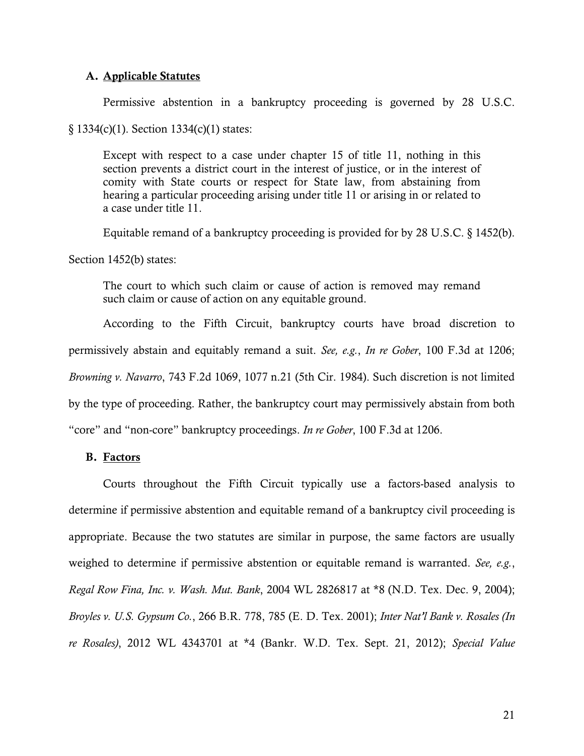### A. Applicable Statutes

Permissive abstention in a bankruptcy proceeding is governed by 28 U.S.C. § 1334(c)(1). Section 1334(c)(1) states:

> Except with respect to a case under chapter 15 of title 11, nothing in this section prevents a district court in the interest of justice, or in the interest of comity with State courts or respect for State law, from abstaining from hearing a particular proceeding arising under title 11 or arising in or related to a case under title 11.

Equitable remand of a bankruptcy proceeding is provided for by 28 U.S.C. § 1452(b). Section 1452(b) states:

> The court to which such claim or cause of action is removed may remand such claim or cause of action on any equitable ground.

According to the Fifth Circuit, bankruptcy courts have broad discretion to permissively abstain and equitably remand a suit. *See, e.g.*, *In re Gober*, 100 F.3d at 1206; *Browning v. Navarro*, 743 F.2d 1069, 1077 n.21 (5th Cir. 1984). Such discretion is not limited by the type of proceeding. Rather, the bankruptcy court may permissively abstain from both "core" and "non-core" bankruptcy proceedings. *In re Gober*, 100 F.3d at 1206.

### B. Factors

Courts throughout the Fifth Circuit typically use a factors-based analysis to determine if permissive abstention and equitable remand of a bankruptcy civil proceeding is appropriate. Because the two statutes are similar in purpose, the same factors are usually weighed to determine if permissive abstention or equitable remand is warranted. *See, e.g.*, *Regal Row Fina, Inc. v. Wash. Mut. Bank*, 2004 WL 2826817 at *8 (N.D. Tex. Dec. 9, 2004); *Broyles v. U.S. Gypsum Co.*, 266 B.R. 778, 785 (E. D. Tex. 2001); *Inter Nat'l Bank v. Rosales (In re Rosales)*, 2012 WL 4343701 at *4 (Bankr. W.D. Tex. Sept. 21, 2012); *Special Value*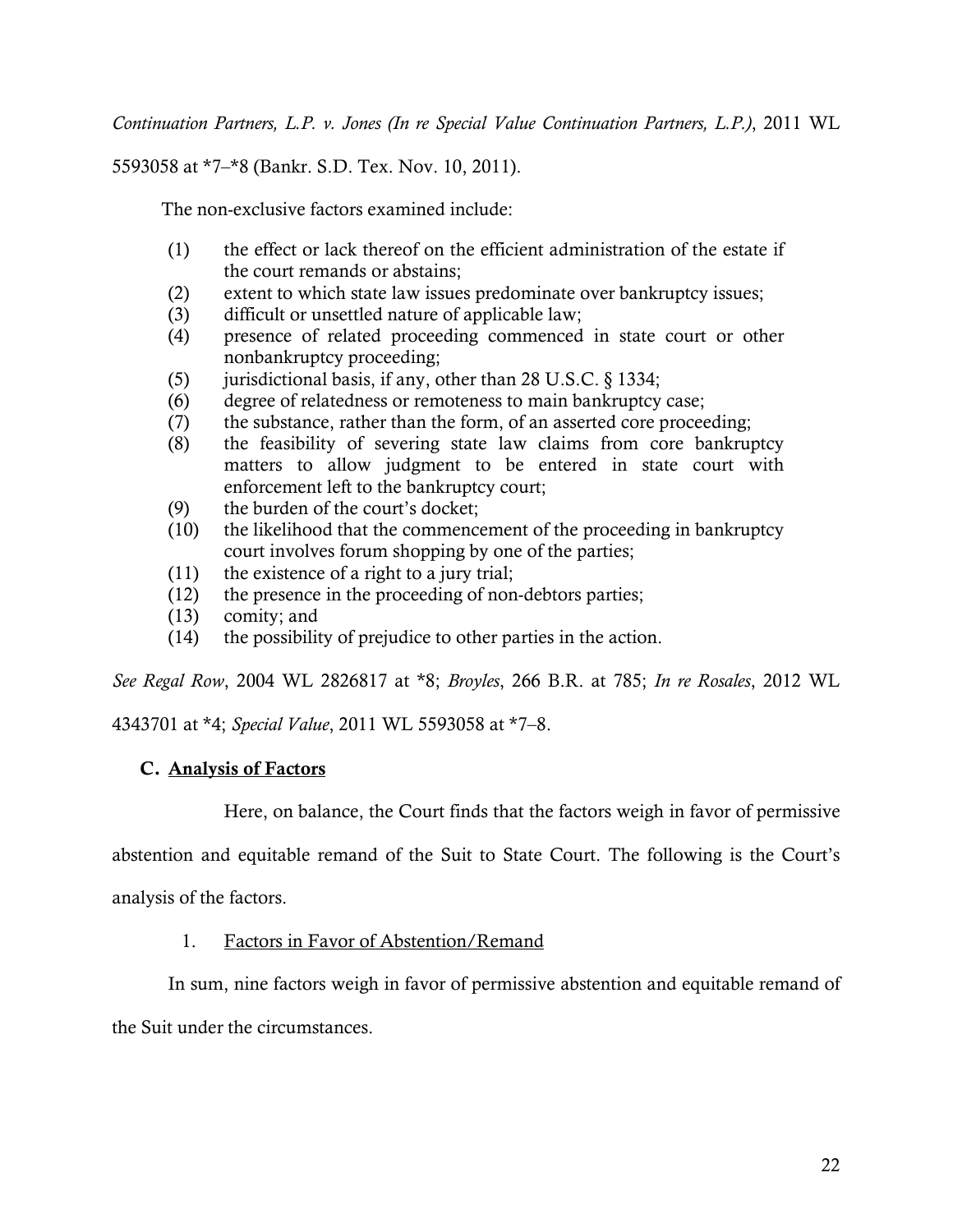*Continuation Partners, L.P. v. Jones (In re Special Value Continuation Partners, L.P.)*, 2011 WL 5593058 at *7–*8 (Bankr. S.D. Tex. Nov. 10, 2011).

The non-exclusive factors examined include:

(1) the effect or lack thereof on the efficient administration of the estate if the court remands or abstains;
(2) extent to which state law issues predominate over bankruptcy issues;
(3) difficult or unsettled nature of applicable law;
(4) presence of related proceeding commenced in state court or other nonbankruptcy proceeding;
(5) jurisdictional basis, if any, other than 28 U.S.C. § 1334;
(6) degree of relatedness or remoteness to main bankruptcy case;
(7) the substance, rather than the form, of an asserted core proceeding;
(8) the feasibility of severing state law claims from core bankruptcy matters to allow judgment to be entered in state court with enforcement left to the bankruptcy court;
(9) the burden of the court's docket;
(10) the likelihood that the commencement of the proceeding in bankruptcy court involves forum shopping by one of the parties;
(11) the existence of a right to a jury trial;
(12) the presence in the proceeding of non-debtors parties;
(13) comity; and
(14) the possibility of prejudice to other parties in the action.

*See Regal Row*, 2004 WL 2826817 at *8; *Broyles*, 266 B.R. at 785; *In re Rosales*, 2012 WL 4343701 at *4; *Special Value*, 2011 WL 5593058 at *7–8.

### C. Analysis of Factors

Here, on balance, the Court finds that the factors weigh in favor of permissive abstention and equitable remand of the Suit to State Court. The following is the Court's analysis of the factors.

1. Factors in Favor of Abstention/Remand

In sum, nine factors weigh in favor of permissive abstention and equitable remand of the Suit under the circumstances.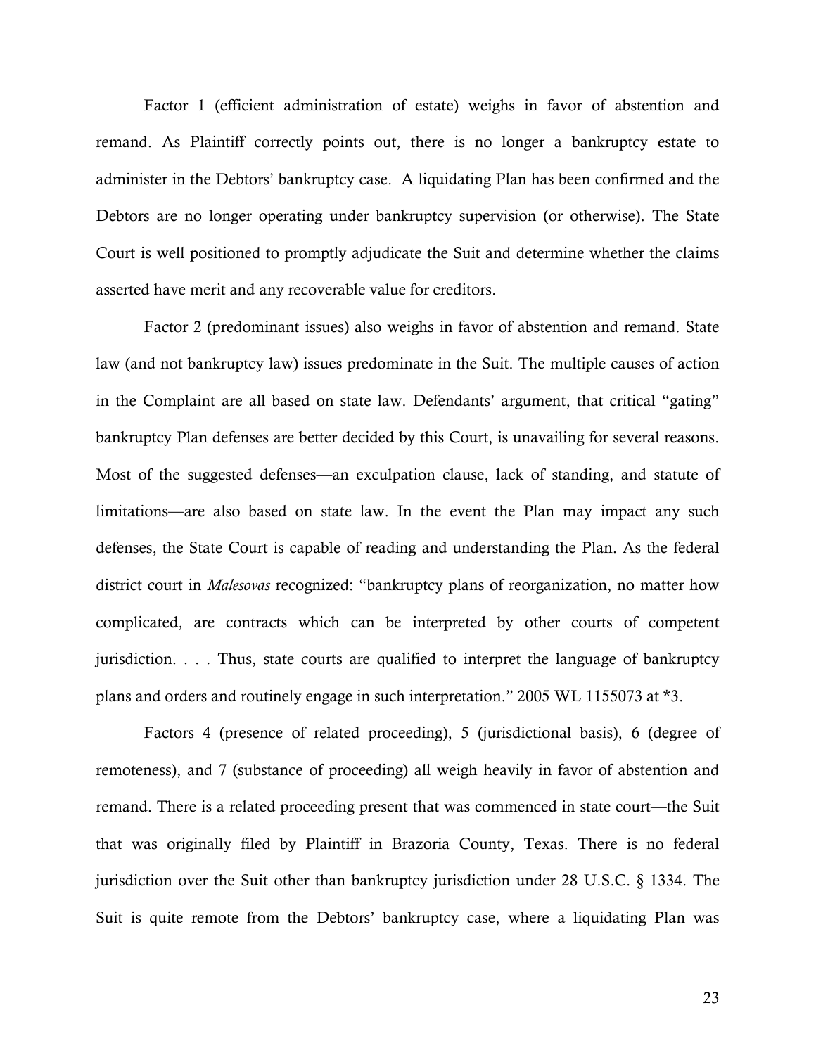Factor 1 (efficient administration of estate) weighs in favor of abstention and remand. As Plaintiff correctly points out, there is no longer a bankruptcy estate to administer in the Debtors' bankruptcy case. A liquidating Plan has been confirmed and the Debtors are no longer operating under bankruptcy supervision (or otherwise). The State Court is well positioned to promptly adjudicate the Suit and determine whether the claims asserted have merit and any recoverable value for creditors.

Factor 2 (predominant issues) also weighs in favor of abstention and remand. State law (and not bankruptcy law) issues predominate in the Suit. The multiple causes of action in the Complaint are all based on state law. Defendants' argument, that critical "gating" bankruptcy Plan defenses are better decided by this Court, is unavailing for several reasons. Most of the suggested defenses—an exculpation clause, lack of standing, and statute of limitations—are also based on state law. In the event the Plan may impact any such defenses, the State Court is capable of reading and understanding the Plan. As the federal district court in *Malesovas* recognized: "bankruptcy plans of reorganization, no matter how complicated, are contracts which can be interpreted by other courts of competent jurisdiction. . . . Thus, state courts are qualified to interpret the language of bankruptcy plans and orders and routinely engage in such interpretation." 2005 WL 1155073 at *3.

Factors 4 (presence of related proceeding), 5 (jurisdictional basis), 6 (degree of remoteness), and 7 (substance of proceeding) all weigh heavily in favor of abstention and remand. There is a related proceeding present that was commenced in state court—the Suit that was originally filed by Plaintiff in Brazoria County, Texas. There is no federal jurisdiction over the Suit other than bankruptcy jurisdiction under 28 U.S.C. § 1334. The Suit is quite remote from the Debtors' bankruptcy case, where a liquidating Plan was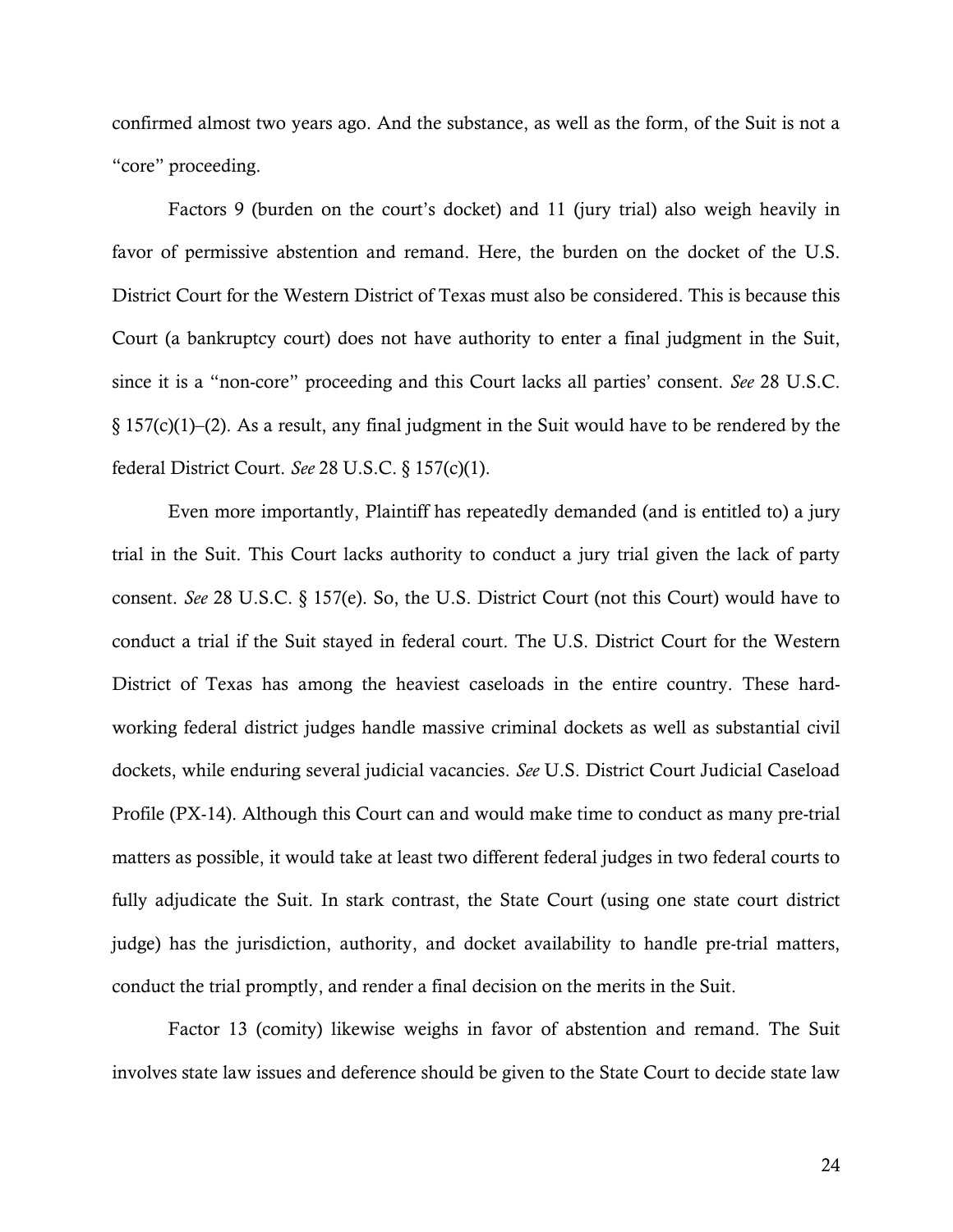confirmed almost two years ago. And the substance, as well as the form, of the Suit is not a "core" proceeding.

Factors 9 (burden on the court's docket) and 11 (jury trial) also weigh heavily in favor of permissive abstention and remand. Here, the burden on the docket of the U.S. District Court for the Western District of Texas must also be considered. This is because this Court (a bankruptcy court) does not have authority to enter a final judgment in the Suit, since it is a "non-core" proceeding and this Court lacks all parties' consent. *See* 28 U.S.C. § 157(c)(1)–(2). As a result, any final judgment in the Suit would have to be rendered by the federal District Court. *See* 28 U.S.C. § 157(c)(1).

Even more importantly, Plaintiff has repeatedly demanded (and is entitled to) a jury trial in the Suit. This Court lacks authority to conduct a jury trial given the lack of party consent. *See* 28 U.S.C. § 157(e). So, the U.S. District Court (not this Court) would have to conduct a trial if the Suit stayed in federal court. The U.S. District Court for the Western District of Texas has among the heaviest caseloads in the entire country. These hard-working federal district judges handle massive criminal dockets as well as substantial civil dockets, while enduring several judicial vacancies. *See* U.S. District Court Judicial Caseload Profile (PX-14). Although this Court can and would make time to conduct as many pre-trial matters as possible, it would take at least two different federal judges in two federal courts to fully adjudicate the Suit. In stark contrast, the State Court (using one state court district judge) has the jurisdiction, authority, and docket availability to handle pre-trial matters, conduct the trial promptly, and render a final decision on the merits in the Suit.

Factor 13 (comity) likewise weighs in favor of abstention and remand. The Suit involves state law issues and deference should be given to the State Court to decide state law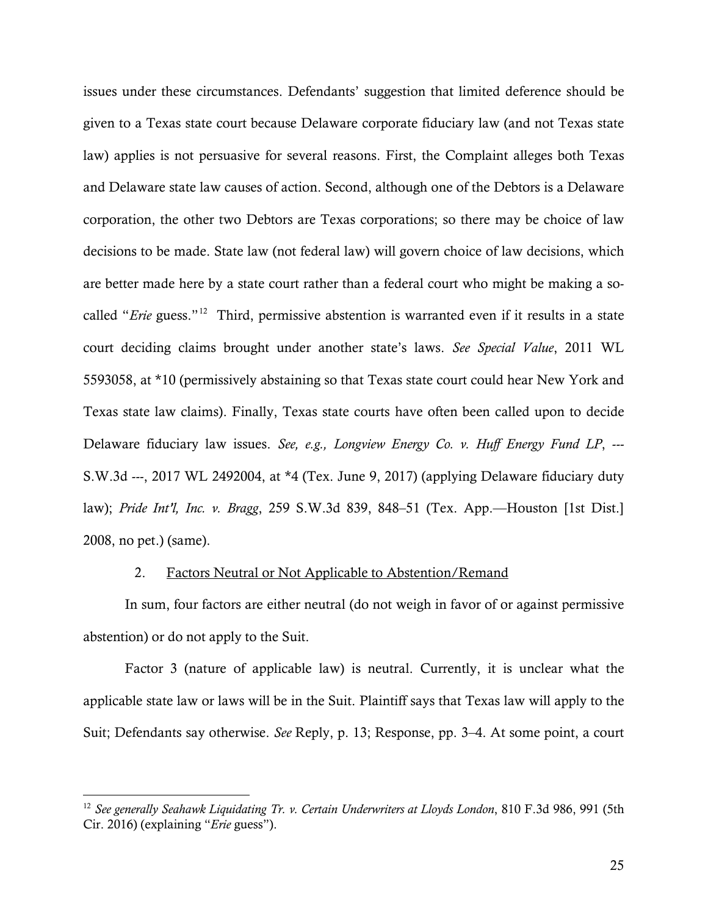issues under these circumstances. Defendants' suggestion that limited deference should be given to a Texas state court because Delaware corporate fiduciary law (and not Texas state law) applies is not persuasive for several reasons. First, the Complaint alleges both Texas and Delaware state law causes of action. Second, although one of the Debtors is a Delaware corporation, the other two Debtors are Texas corporations; so there may be choice of law decisions to be made. State law (not federal law) will govern choice of law decisions, which are better made here by a state court rather than a federal court who might be making a so-called "*Erie* guess."[12] Third, permissive abstention is warranted even if it results in a state court deciding claims brought under another state's laws. *See Special Value*, 2011 WL 5593058, at *10 (permissively abstaining so that Texas state court could hear New York and Texas state law claims). Finally, Texas state courts have often been called upon to decide Delaware fiduciary law issues. *See, e.g., Longview Energy Co. v. Huff Energy Fund LP*, --- S.W.3d ---, 2017 WL 2492004, at *4 (Tex. June 9, 2017) (applying Delaware fiduciary duty law); *Pride Int'l, Inc. v. Bragg*, 259 S.W.3d 839, 848–51 (Tex. App.—Houston [1st Dist.] 2008, no pet.) (same).

2. Factors Neutral or Not Applicable to Abstention/Remand

In sum, four factors are either neutral (do not weigh in favor of or against permissive abstention) or do not apply to the Suit.

Factor 3 (nature of applicable law) is neutral. Currently, it is unclear what the applicable state law or laws will be in the Suit. Plaintiff says that Texas law will apply to the Suit; Defendants say otherwise. *See* Reply, p. 13; Response, pp. 3–4. At some point, a court

---

[12] *See generally Seahawk Liquidating Tr. v. Certain Underwriters at Lloyds London*, 810 F.3d 986, 991 (5th Cir. 2016) (explaining "*Erie* guess").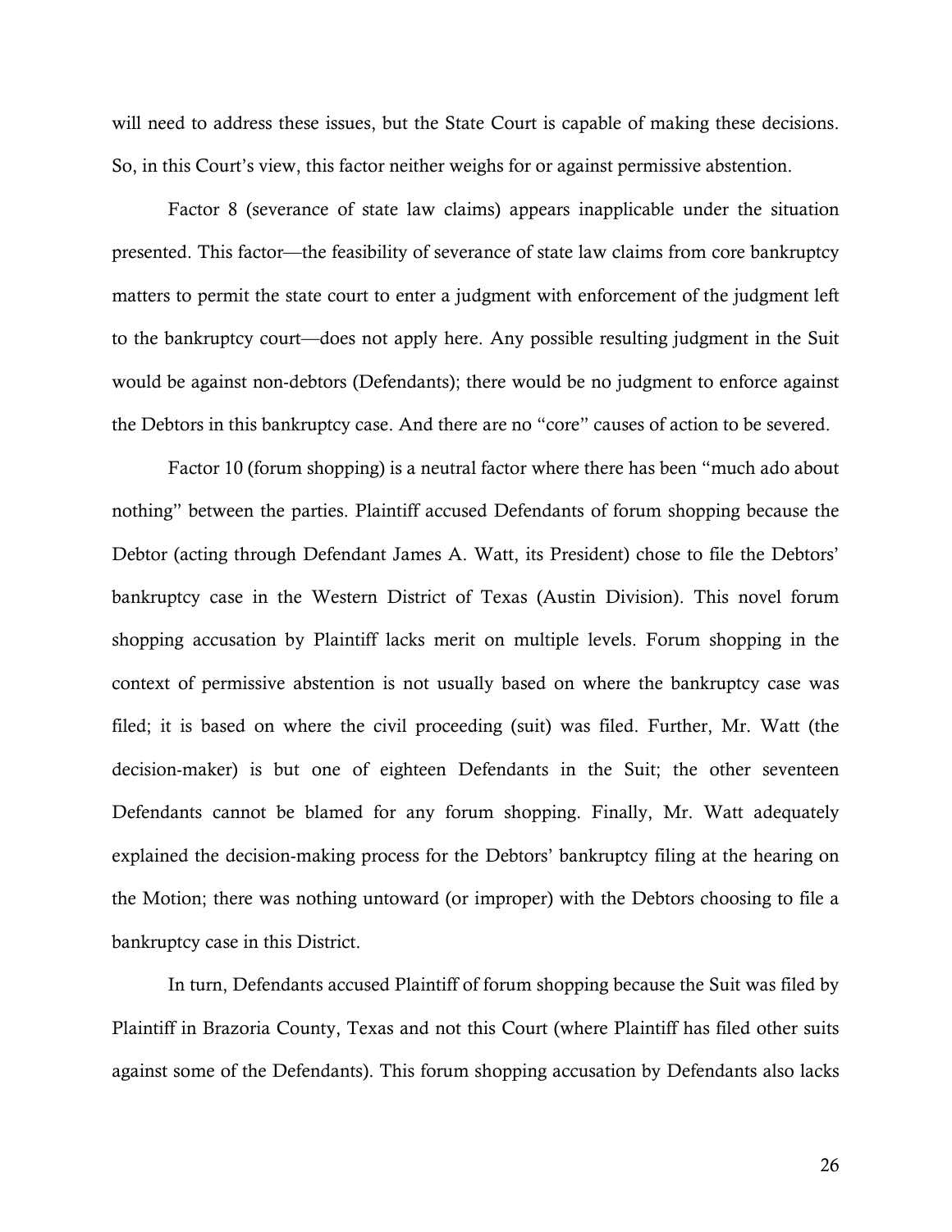will need to address these issues, but the State Court is capable of making these decisions. So, in this Court's view, this factor neither weighs for or against permissive abstention.

Factor 8 (severance of state law claims) appears inapplicable under the situation presented. This factor—the feasibility of severance of state law claims from core bankruptcy matters to permit the state court to enter a judgment with enforcement of the judgment left to the bankruptcy court—does not apply here. Any possible resulting judgment in the Suit would be against non-debtors (Defendants); there would be no judgment to enforce against the Debtors in this bankruptcy case. And there are no "core" causes of action to be severed.

Factor 10 (forum shopping) is a neutral factor where there has been "much ado about nothing" between the parties. Plaintiff accused Defendants of forum shopping because the Debtor (acting through Defendant James A. Watt, its President) chose to file the Debtors' bankruptcy case in the Western District of Texas (Austin Division). This novel forum shopping accusation by Plaintiff lacks merit on multiple levels. Forum shopping in the context of permissive abstention is not usually based on where the bankruptcy case was filed; it is based on where the civil proceeding (suit) was filed. Further, Mr. Watt (the decision-maker) is but one of eighteen Defendants in the Suit; the other seventeen Defendants cannot be blamed for any forum shopping. Finally, Mr. Watt adequately explained the decision-making process for the Debtors' bankruptcy filing at the hearing on the Motion; there was nothing untoward (or improper) with the Debtors choosing to file a bankruptcy case in this District.

In turn, Defendants accused Plaintiff of forum shopping because the Suit was filed by Plaintiff in Brazoria County, Texas and not this Court (where Plaintiff has filed other suits against some of the Defendants). This forum shopping accusation by Defendants also lacks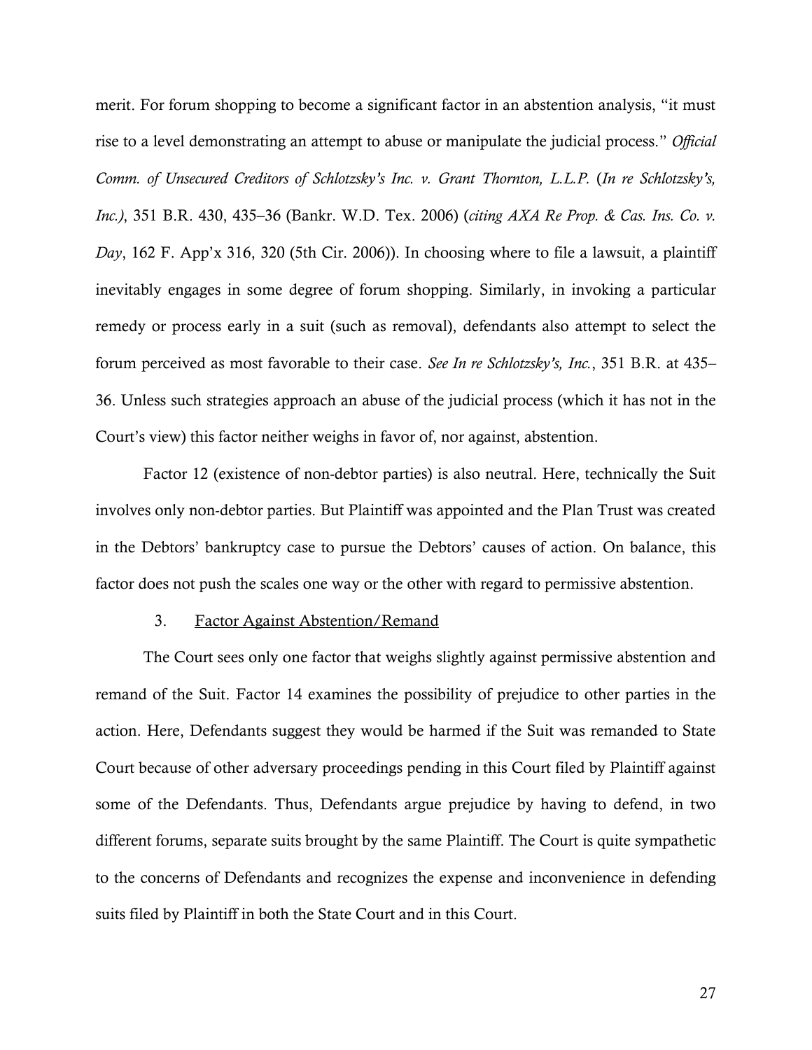merit. For forum shopping to become a significant factor in an abstention analysis, "it must rise to a level demonstrating an attempt to abuse or manipulate the judicial process." *Official Comm. of Unsecured Creditors of Schlotzsky's Inc. v. Grant Thornton, L.L.P.* (*In re Schlotzsky's, Inc.)*, 351 B.R. 430, 435–36 (Bankr. W.D. Tex. 2006) (*citing AXA Re Prop. & Cas. Ins. Co. v. Day*, 162 F. App'x 316, 320 (5th Cir. 2006)). In choosing where to file a lawsuit, a plaintiff inevitably engages in some degree of forum shopping. Similarly, in invoking a particular remedy or process early in a suit (such as removal), defendants also attempt to select the forum perceived as most favorable to their case. *See In re Schlotzsky's, Inc.*, 351 B.R. at 435–36. Unless such strategies approach an abuse of the judicial process (which it has not in the Court's view) this factor neither weighs in favor of, nor against, abstention.

Factor 12 (existence of non-debtor parties) is also neutral. Here, technically the Suit involves only non-debtor parties. But Plaintiff was appointed and the Plan Trust was created in the Debtors' bankruptcy case to pursue the Debtors' causes of action. On balance, this factor does not push the scales one way or the other with regard to permissive abstention.

3. Factor Against Abstention/Remand

The Court sees only one factor that weighs slightly against permissive abstention and remand of the Suit. Factor 14 examines the possibility of prejudice to other parties in the action. Here, Defendants suggest they would be harmed if the Suit was remanded to State Court because of other adversary proceedings pending in this Court filed by Plaintiff against some of the Defendants. Thus, Defendants argue prejudice by having to defend, in two different forums, separate suits brought by the same Plaintiff. The Court is quite sympathetic to the concerns of Defendants and recognizes the expense and inconvenience in defending suits filed by Plaintiff in both the State Court and in this Court.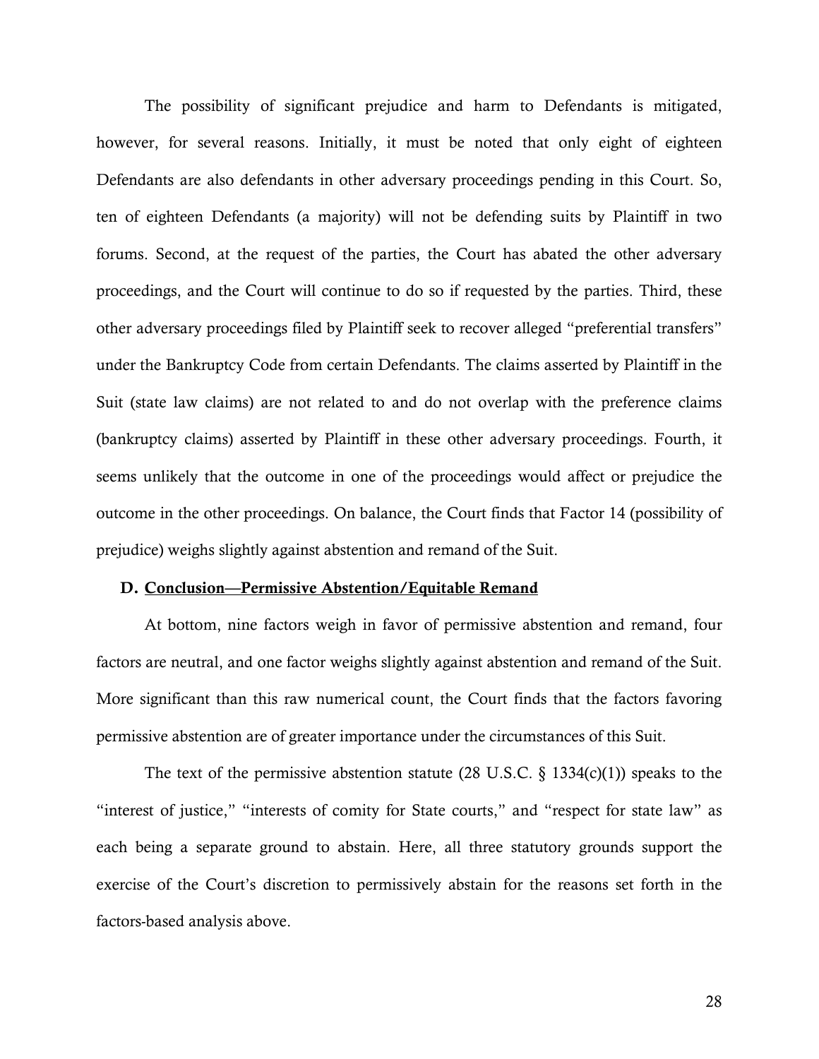The possibility of significant prejudice and harm to Defendants is mitigated, however, for several reasons. Initially, it must be noted that only eight of eighteen Defendants are also defendants in other adversary proceedings pending in this Court. So, ten of eighteen Defendants (a majority) will not be defending suits by Plaintiff in two forums. Second, at the request of the parties, the Court has abated the other adversary proceedings, and the Court will continue to do so if requested by the parties. Third, these other adversary proceedings filed by Plaintiff seek to recover alleged "preferential transfers" under the Bankruptcy Code from certain Defendants. The claims asserted by Plaintiff in the Suit (state law claims) are not related to and do not overlap with the preference claims (bankruptcy claims) asserted by Plaintiff in these other adversary proceedings. Fourth, it seems unlikely that the outcome in one of the proceedings would affect or prejudice the outcome in the other proceedings. On balance, the Court finds that Factor 14 (possibility of prejudice) weighs slightly against abstention and remand of the Suit.

### D. <u>Conclusion—Permissive Abstention/Equitable Remand</u>

At bottom, nine factors weigh in favor of permissive abstention and remand, four factors are neutral, and one factor weighs slightly against abstention and remand of the Suit. More significant than this raw numerical count, the Court finds that the factors favoring permissive abstention are of greater importance under the circumstances of this Suit.

The text of the permissive abstention statute (28 U.S.C. § 1334(c)(1)) speaks to the "interest of justice," "interests of comity for State courts," and "respect for state law" as each being a separate ground to abstain. Here, all three statutory grounds support the exercise of the Court's discretion to permissively abstain for the reasons set forth in the factors-based analysis above.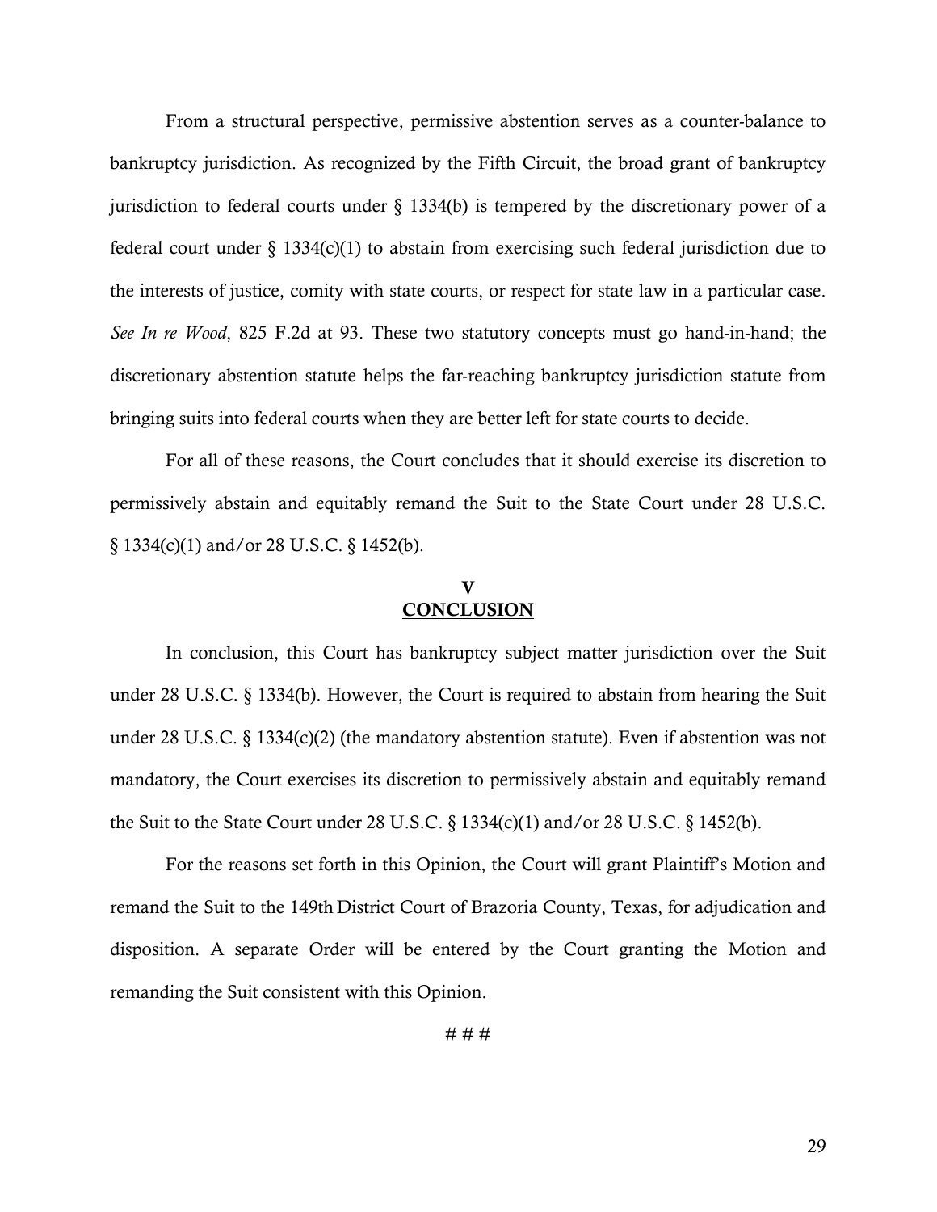From a structural perspective, permissive abstention serves as a counter-balance to bankruptcy jurisdiction. As recognized by the Fifth Circuit, the broad grant of bankruptcy jurisdiction to federal courts under § 1334(b) is tempered by the discretionary power of a federal court under § 1334(c)(1) to abstain from exercising such federal jurisdiction due to the interests of justice, comity with state courts, or respect for state law in a particular case. *See In re Wood*, 825 F.2d at 93. These two statutory concepts must go hand-in-hand; the discretionary abstention statute helps the far-reaching bankruptcy jurisdiction statute from bringing suits into federal courts when they are better left for state courts to decide.

For all of these reasons, the Court concludes that it should exercise its discretion to permissively abstain and equitably remand the Suit to the State Court under 28 U.S.C. § 1334(c)(1) and/or 28 U.S.C. § 1452(b).

## V
## CONCLUSION

In conclusion, this Court has bankruptcy subject matter jurisdiction over the Suit under 28 U.S.C. § 1334(b). However, the Court is required to abstain from hearing the Suit under 28 U.S.C. § 1334(c)(2) (the mandatory abstention statute). Even if abstention was not mandatory, the Court exercises its discretion to permissively abstain and equitably remand the Suit to the State Court under 28 U.S.C. § 1334(c)(1) and/or 28 U.S.C. § 1452(b).

For the reasons set forth in this Opinion, the Court will grant Plaintiff's Motion and remand the Suit to the 149th District Court of Brazoria County, Texas, for adjudication and disposition. A separate Order will be entered by the Court granting the Motion and remanding the Suit consistent with this Opinion.

# # #